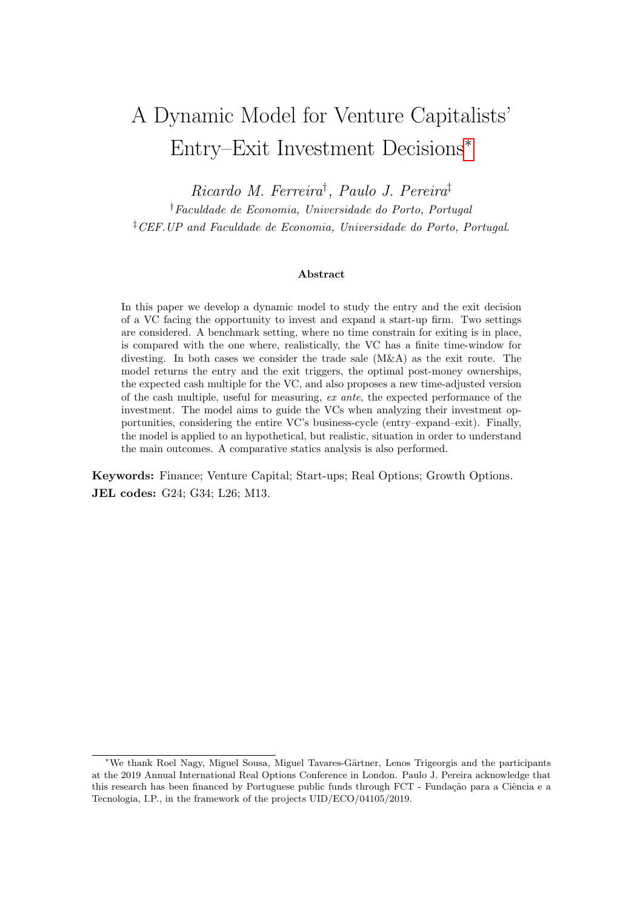# A Dynamic Model for Venture Capitalists' Entry–Exit Investment Decisions[*]

*Ricardo M. Ferreira*[†], *Paulo J. Pereira*[‡]

[†] *Faculdade de Economia, Universidade do Porto, Portugal*

[‡] *CEF.UP and Faculdade de Economia, Universidade do Porto, Portugal*.

#### Abstract

In this paper we develop a dynamic model to study the entry and the exit decision of a VC facing the opportunity to invest and expand a start-up firm. Two settings are considered. A benchmark setting, where no time constrain for exiting is in place, is compared with the one where, realistically, the VC has a finite time-window for divesting. In both cases we consider the trade sale (M&A) as the exit route. The model returns the entry and the exit triggers, the optimal post-money ownerships, the expected cash multiple for the VC, and also proposes a new time-adjusted version of the cash multiple, useful for measuring, *ex ante*, the expected performance of the investment. The model aims to guide the VCs when analyzing their investment opportunities, considering the entire VC's business-cycle (entry–expand–exit). Finally, the model is applied to an hypothetical, but realistic, situation in order to understand the main outcomes. A comparative statics analysis is also performed.

**Keywords:** Finance; Venture Capital; Start-ups; Real Options; Growth Options.

**JEL codes:** G24; G34; L26; M13.

[*] We thank Roel Nagy, Miguel Sousa, Miguel Tavares-Gärtner, Lenos Trigeorgis and the participants at the 2019 Annual International Real Options Conference in London. Paulo J. Pereira acknowledge that this research has been financed by Portuguese public funds through FCT - Fundação para a Ciência e a Tecnologia, I.P., in the framework of the projects UID/ECO/04105/2019.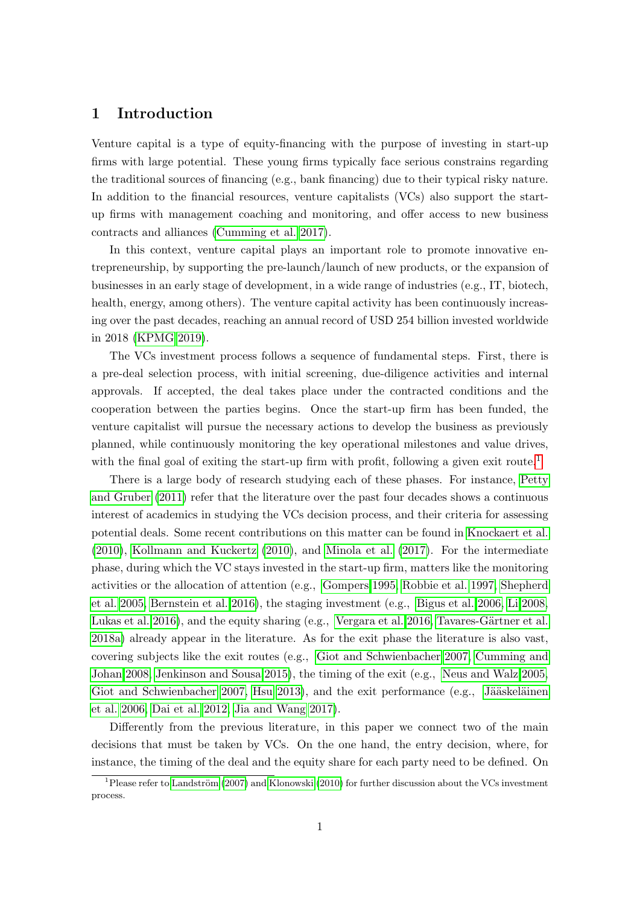## 1 Introduction

Venture capital is a type of equity-financing with the purpose of investing in start-up firms with large potential. These young firms typically face serious constrains regarding the traditional sources of financing (e.g., bank financing) due to their typical risky nature. In addition to the financial resources, venture capitalists (VCs) also support the start-up firms with management coaching and monitoring, and offer access to new business contracts and alliances (Cumming et al. 2017).

In this context, venture capital plays an important role to promote innovative entrepreneurship, by supporting the pre-launch/launch of new products, or the expansion of businesses in an early stage of development, in a wide range of industries (e.g., IT, biotech, health, energy, among others). The venture capital activity has been continuously increasing over the past decades, reaching an annual record of USD 254 billion invested worldwide in 2018 (KPMG 2019).

The VCs investment process follows a sequence of fundamental steps. First, there is a pre-deal selection process, with initial screening, due-diligence activities and internal approvals. If accepted, the deal takes place under the contracted conditions and the cooperation between the parties begins. Once the start-up firm has been funded, the venture capitalist will pursue the necessary actions to develop the business as previously planned, while continuously monitoring the key operational milestones and value drives, with the final goal of exiting the start-up firm with profit, following a given exit route.[1]

There is a large body of research studying each of these phases. For instance, Petty and Gruber (2011) refer that the literature over the past four decades shows a continuous interest of academics in studying the VCs decision process, and their criteria for assessing potential deals. Some recent contributions on this matter can be found in Knockaert et al. (2010), Kollmann and Kuckertz (2010), and Minola et al. (2017). For the intermediate phase, during which the VC stays invested in the start-up firm, matters like the monitoring activities or the allocation of attention (e.g., Gompers 1995, Robbie et al. 1997, Shepherd et al. 2005, Bernstein et al. 2016), the staging investment (e.g., Bigus et al. 2006, Li 2008, Lukas et al. 2016), and the equity sharing (e.g., Vergara et al. 2016, Tavares-Gärtner et al. 2018a) already appear in the literature. As for the exit phase the literature is also vast, covering subjects like the exit routes (e.g., Giot and Schwienbacher 2007, Cumming and Johan 2008, Jenkinson and Sousa 2015), the timing of the exit (e.g., Neus and Walz 2005, Giot and Schwienbacher 2007, Hsu 2013), and the exit performance (e.g., Jääskeläinen et al. 2006, Dai et al. 2012, Jia and Wang 2017).

Differently from the previous literature, in this paper we connect two of the main decisions that must be taken by VCs. On the one hand, the entry decision, where, for instance, the timing of the deal and the equity share for each party need to be defined. On

[1] Please refer to Landström (2007) and Klonowski (2010) for further discussion about the VCs investment process.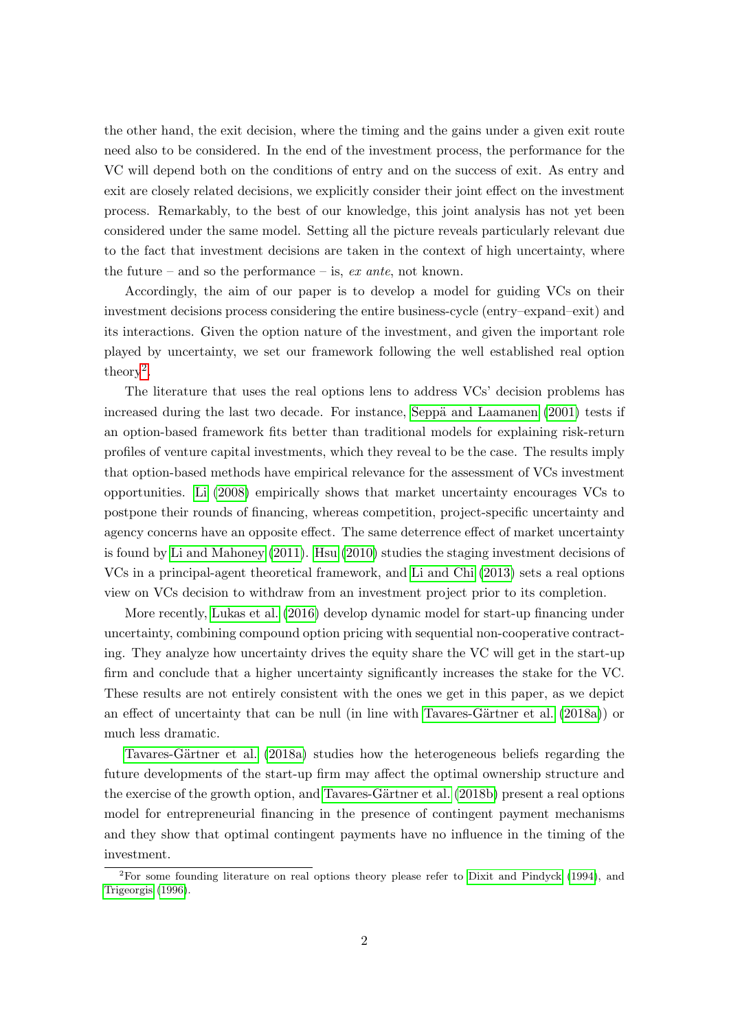the other hand, the exit decision, where the timing and the gains under a given exit route need also to be considered. In the end of the investment process, the performance for the VC will depend both on the conditions of entry and on the success of exit. As entry and exit are closely related decisions, we explicitly consider their joint effect on the investment process. Remarkably, to the best of our knowledge, this joint analysis has not yet been considered under the same model. Setting all the picture reveals particularly relevant due to the fact that investment decisions are taken in the context of high uncertainty, where the future – and so the performance – is, *ex ante*, not known.

Accordingly, the aim of our paper is to develop a model for guiding VCs on their investment decisions process considering the entire business-cycle (entry–expand–exit) and its interactions. Given the option nature of the investment, and given the important role played by uncertainty, we set our framework following the well established real option theory[2].

The literature that uses the real options lens to address VCs' decision problems has increased during the last two decade. For instance, Seppä and Laamanen (2001) tests if an option-based framework fits better than traditional models for explaining risk-return profiles of venture capital investments, which they reveal to be the case. The results imply that option-based methods have empirical relevance for the assessment of VCs investment opportunities. Li (2008) empirically shows that market uncertainty encourages VCs to postpone their rounds of financing, whereas competition, project-specific uncertainty and agency concerns have an opposite effect. The same deterrence effect of market uncertainty is found by Li and Mahoney (2011). Hsu (2010) studies the staging investment decisions of VCs in a principal-agent theoretical framework, and Li and Chi (2013) sets a real options view on VCs decision to withdraw from an investment project prior to its completion.

More recently, Lukas et al. (2016) develop dynamic model for start-up financing under uncertainty, combining compound option pricing with sequential non-cooperative contracting. They analyze how uncertainty drives the equity share the VC will get in the start-up firm and conclude that a higher uncertainty significantly increases the stake for the VC. These results are not entirely consistent with the ones we get in this paper, as we depict an effect of uncertainty that can be null (in line with Tavares-Gärtner et al. (2018a)) or much less dramatic.

Tavares-Gärtner et al. (2018a) studies how the heterogeneous beliefs regarding the future developments of the start-up firm may affect the optimal ownership structure and the exercise of the growth option, and Tavares-Gärtner et al. (2018b) present a real options model for entrepreneurial financing in the presence of contingent payment mechanisms and they show that optimal contingent payments have no influence in the timing of the investment.

[2] For some founding literature on real options theory please refer to Dixit and Pindyck (1994), and Trigeorgis (1996).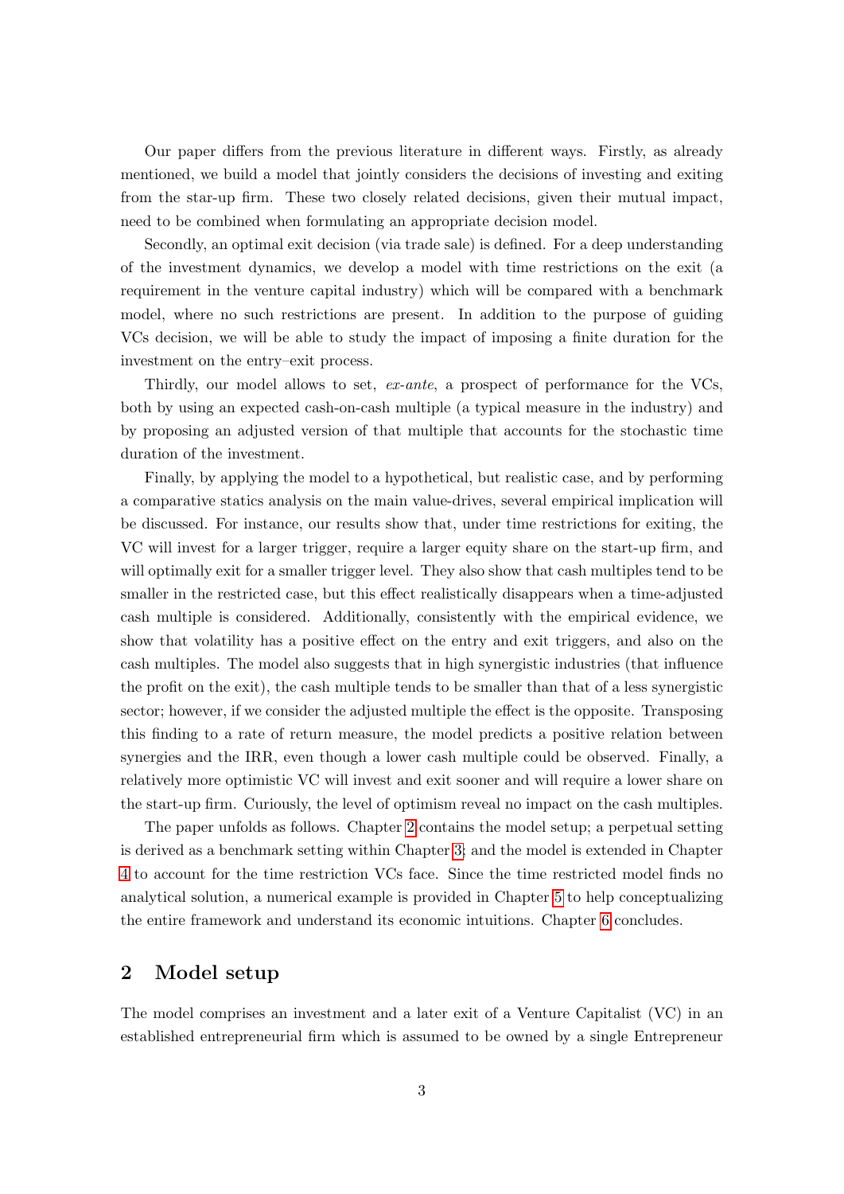Our paper differs from the previous literature in different ways. Firstly, as already mentioned, we build a model that jointly considers the decisions of investing and exiting from the star-up firm. These two closely related decisions, given their mutual impact, need to be combined when formulating an appropriate decision model.

Secondly, an optimal exit decision (via trade sale) is defined. For a deep understanding of the investment dynamics, we develop a model with time restrictions on the exit (a requirement in the venture capital industry) which will be compared with a benchmark model, where no such restrictions are present. In addition to the purpose of guiding VCs decision, we will be able to study the impact of imposing a finite duration for the investment on the entry–exit process.

Thirdly, our model allows to set, *ex-ante*, a prospect of performance for the VCs, both by using an expected cash-on-cash multiple (a typical measure in the industry) and by proposing an adjusted version of that multiple that accounts for the stochastic time duration of the investment.

Finally, by applying the model to a hypothetical, but realistic case, and by performing a comparative statics analysis on the main value-drives, several empirical implication will be discussed. For instance, our results show that, under time restrictions for exiting, the VC will invest for a larger trigger, require a larger equity share on the start-up firm, and will optimally exit for a smaller trigger level. They also show that cash multiples tend to be smaller in the restricted case, but this effect realistically disappears when a time-adjusted cash multiple is considered. Additionally, consistently with the empirical evidence, we show that volatility has a positive effect on the entry and exit triggers, and also on the cash multiples. The model also suggests that in high synergistic industries (that influence the profit on the exit), the cash multiple tends to be smaller than that of a less synergistic sector; however, if we consider the adjusted multiple the effect is the opposite. Transposing this finding to a rate of return measure, the model predicts a positive relation between synergies and the IRR, even though a lower cash multiple could be observed. Finally, a relatively more optimistic VC will invest and exit sooner and will require a lower share on the start-up firm. Curiously, the level of optimism reveal no impact on the cash multiples.

The paper unfolds as follows. Chapter 2 contains the model setup; a perpetual setting is derived as a benchmark setting within Chapter 3; and the model is extended in Chapter 4 to account for the time restriction VCs face. Since the time restricted model finds no analytical solution, a numerical example is provided in Chapter 5 to help conceptualizing the entire framework and understand its economic intuitions. Chapter 6 concludes.

## 2 Model setup

The model comprises an investment and a later exit of a Venture Capitalist (VC) in an established entrepreneurial firm which is assumed to be owned by a single Entrepreneur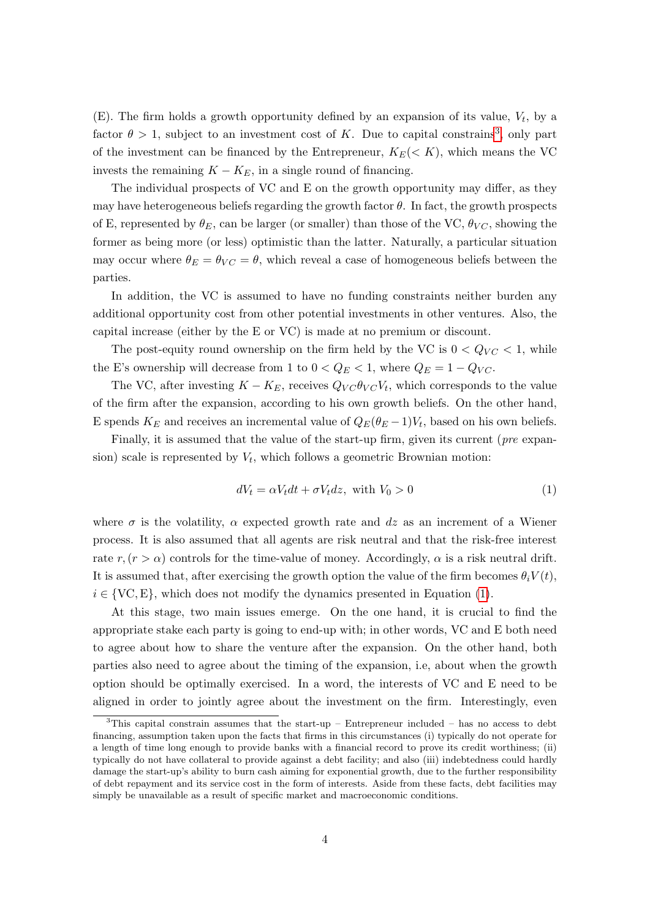(E). The firm holds a growth opportunity defined by an expansion of its value, $V_t$, by a factor $\theta > 1$, subject to an investment cost of $K$. Due to capital constrains[3], only part of the investment can be financed by the Entrepreneur, $K_E (< K)$, which means the VC invests the remaining $K - K_E$, in a single round of financing.

The individual prospects of VC and E on the growth opportunity may differ, as they may have heterogeneous beliefs regarding the growth factor $\theta$. In fact, the growth prospects of E, represented by $\theta_E$, can be larger (or smaller) than those of the VC, $\theta_{VC}$, showing the former as being more (or less) optimistic than the latter. Naturally, a particular situation may occur where $\theta_E = \theta_{VC} = \theta$, which reveal a case of homogeneous beliefs between the parties.

In addition, the VC is assumed to have no funding constraints neither burden any additional opportunity cost from other potential investments in other ventures. Also, the capital increase (either by the E or VC) is made at no premium or discount.

The post-equity round ownership on the firm held by the VC is $0 < Q_{VC} < 1$, while the E's ownership will decrease from 1 to $0 < Q_E < 1$, where $Q_E = 1 - Q_{VC}$.

The VC, after investing $K - K_E$, receives $Q_{VC}\theta_{VC}V_t$, which corresponds to the value of the firm after the expansion, according to his own growth beliefs. On the other hand, E spends $K_E$ and receives an incremental value of $Q_E(\theta_E - 1)V_t$, based on his own beliefs.

Finally, it is assumed that the value of the start-up firm, given its current (*pre* expansion) scale is represented by $V_t$, which follows a geometric Brownian motion:

$$dV_t = \alpha V_t dt + \sigma V_t dz, \text{ with } V_0 > 0 \tag{1}$$

where $\sigma$ is the volatility, $\alpha$ expected growth rate and $dz$ as an increment of a Wiener process. It is also assumed that all agents are risk neutral and that the risk-free interest rate $r, (r > \alpha)$ controls for the time-value of money. Accordingly, $\alpha$ is a risk neutral drift. It is assumed that, after exercising the growth option the value of the firm becomes $\theta_i V(t)$, $i \in \{\text{VC}, \text{E}\}$, which does not modify the dynamics presented in Equation (1).

At this stage, two main issues emerge. On the one hand, it is crucial to find the appropriate stake each party is going to end-up with; in other words, VC and E both need to agree about how to share the venture after the expansion. On the other hand, both parties also need to agree about the timing of the expansion, i.e, about when the growth option should be optimally exercised. In a word, the interests of VC and E need to be aligned in order to jointly agree about the investment on the firm. Interestingly, even

[3] This capital constrain assumes that the start-up – Entrepreneur included – has no access to debt financing, assumption taken upon the facts that firms in this circumstances (i) typically do not operate for a length of time long enough to provide banks with a financial record to prove its credit worthiness; (ii) typically do not have collateral to provide against a debt facility; and also (iii) indebtedness could hardly damage the start-up's ability to burn cash aiming for exponential growth, due to the further responsibility of debt repayment and its service cost in the form of interests. Aside from these facts, debt facilities may simply be unavailable as a result of specific market and macroeconomic conditions.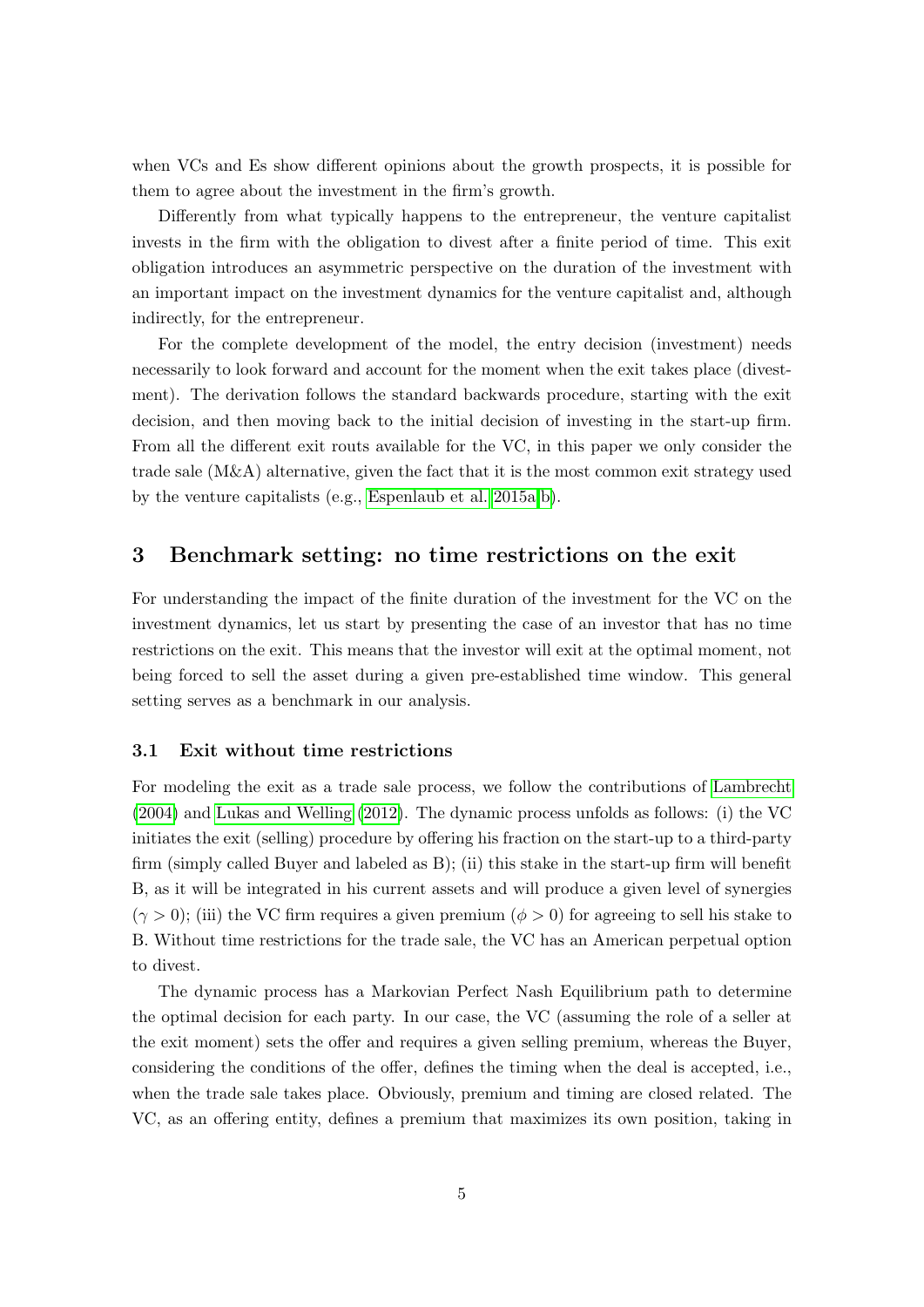when VCs and Es show different opinions about the growth prospects, it is possible for them to agree about the investment in the firm's growth.

Differently from what typically happens to the entrepreneur, the venture capitalist invests in the firm with the obligation to divest after a finite period of time. This exit obligation introduces an asymmetric perspective on the duration of the investment with an important impact on the investment dynamics for the venture capitalist and, although indirectly, for the entrepreneur.

For the complete development of the model, the entry decision (investment) needs necessarily to look forward and account for the moment when the exit takes place (divestment). The derivation follows the standard backwards procedure, starting with the exit decision, and then moving back to the initial decision of investing in the start-up firm. From all the different exit routs available for the VC, in this paper we only consider the trade sale (M&A) alternative, given the fact that it is the most common exit strategy used by the venture capitalists (e.g., Espenlaub et al. 2015a,b).

## 3 Benchmark setting: no time restrictions on the exit

For understanding the impact of the finite duration of the investment for the VC on the investment dynamics, let us start by presenting the case of an investor that has no time restrictions on the exit. This means that the investor will exit at the optimal moment, not being forced to sell the asset during a given pre-established time window. This general setting serves as a benchmark in our analysis.

### 3.1 Exit without time restrictions

For modeling the exit as a trade sale process, we follow the contributions of Lambrecht (2004) and Lukas and Welling (2012). The dynamic process unfolds as follows: (i) the VC initiates the exit (selling) procedure by offering his fraction on the start-up to a third-party firm (simply called Buyer and labeled as B); (ii) this stake in the start-up firm will benefit B, as it will be integrated in his current assets and will produce a given level of synergies ($\gamma > 0$); (iii) the VC firm requires a given premium ($\phi > 0$) for agreeing to sell his stake to B. Without time restrictions for the trade sale, the VC has an American perpetual option to divest.

The dynamic process has a Markovian Perfect Nash Equilibrium path to determine the optimal decision for each party. In our case, the VC (assuming the role of a seller at the exit moment) sets the offer and requires a given selling premium, whereas the Buyer, considering the conditions of the offer, defines the timing when the deal is accepted, i.e., when the trade sale takes place. Obviously, premium and timing are closed related. The VC, as an offering entity, defines a premium that maximizes its own position, taking in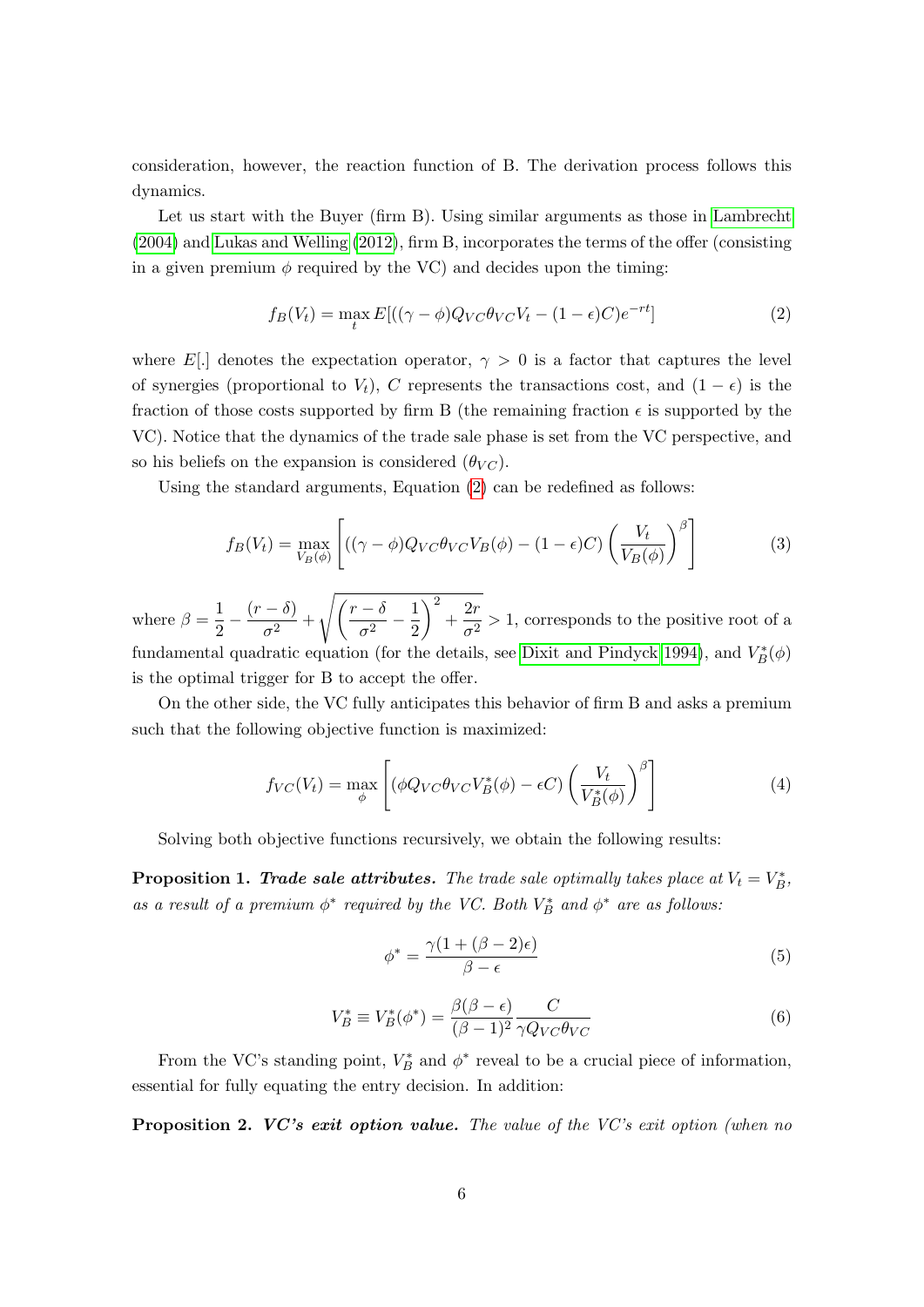consideration, however, the reaction function of B. The derivation process follows this dynamics.

Let us start with the Buyer (firm B). Using similar arguments as those in Lambrecht (2004) and Lukas and Welling (2012), firm B, incorporates the terms of the offer (consisting in a given premium $\phi$ required by the VC) and decides upon the timing:

$$f_B(V_t) = \max_t E[((\gamma - \phi)Q_{VC}\theta_{VC}V_t - (1-\epsilon)C)e^{-rt}] \tag{2}$$

where $E[.]$ denotes the expectation operator, $\gamma > 0$ is a factor that captures the level of synergies (proportional to $V_t$), $C$ represents the transactions cost, and $(1-\epsilon)$ is the fraction of those costs supported by firm B (the remaining fraction $\epsilon$ is supported by the VC). Notice that the dynamics of the trade sale phase is set from the VC perspective, and so his beliefs on the expansion is considered ($\theta_{VC}$).

Using the standard arguments, Equation (2) can be redefined as follows:

$$f_B(V_t) = \max_{V_B(\phi)} \left[ ((\gamma - \phi)Q_{VC}\theta_{VC}V_B(\phi) - (1-\epsilon)C) \left( \frac{V_t}{V_B(\phi)} \right)^{\beta} \right] \tag{3}$$

where $\beta = \frac{1}{2} - \frac{(r-\delta)}{\sigma^2} + \sqrt{\left(\frac{r-\delta}{\sigma^2} - \frac{1}{2}\right)^2 + \frac{2r}{\sigma^2}} > 1$, corresponds to the positive root of a fundamental quadratic equation (for the details, see Dixit and Pindyck 1994), and $V_B^*(\phi)$ is the optimal trigger for B to accept the offer.

On the other side, the VC fully anticipates this behavior of firm B and asks a premium such that the following objective function is maximized:

$$f_{VC}(V_t) = \max_{\phi} \left[ (\phi Q_{VC}\theta_{VC}V_B^*(\phi) - \epsilon C) \left( \frac{V_t}{V_B^*(\phi)} \right)^{\beta} \right] \tag{4}$$

Solving both objective functions recursively, we obtain the following results:

**Proposition 1.** ***Trade sale attributes.*** *The trade sale optimally takes place at $V_t = V_B^*$, as a result of a premium $\phi^*$ required by the VC. Both $V_B^*$ and $\phi^*$ are as follows:*

$$\phi^* = \frac{\gamma(1 + (\beta - 2)\epsilon)}{\beta - \epsilon} \tag{5}$$

$$V_B^* \equiv V_B^*(\phi^*) = \frac{\beta(\beta - \epsilon)}{(\beta - 1)^2} \frac{C}{\gamma Q_{VC}\theta_{VC}} \tag{6}$$

From the VC's standing point, $V_B^*$ and $\phi^*$ reveal to be a crucial piece of information, essential for fully equating the entry decision. In addition:

**Proposition 2.** ***VC's exit option value.*** *The value of the VC's exit option (when no*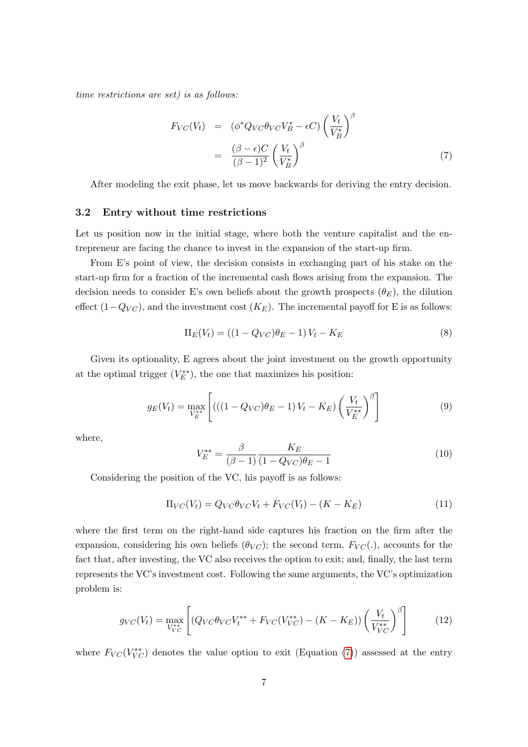*time restrictions are set) is as follows:*

$$
\begin{aligned}
F_{VC}(V_t) &= (\phi^* Q_{VC}\theta_{VC}V_B^* - \epsilon C)\left(\frac{V_t}{V_B^*}\right)^{\beta} \\
&= \frac{(\beta-\epsilon)C}{(\beta-1)^2}\left(\frac{V_t}{V_B^*}\right)^{\beta}
\end{aligned}
\tag{7}
$$

After modeling the exit phase, let us move backwards for deriving the entry decision.

### 3.2 Entry without time restrictions

Let us position now in the initial stage, where both the venture capitalist and the entrepreneur are facing the chance to invest in the expansion of the start-up firm.

From E's point of view, the decision consists in exchanging part of his stake on the start-up firm for a fraction of the incremental cash flows arising from the expansion. The decision needs to consider E's own beliefs about the growth prospects ($\theta_E$), the dilution effect ($1-Q_{VC}$), and the investment cost ($K_E$). The incremental payoff for E is as follows:

$$
\Pi_E(V_t) = ((1-Q_{VC})\theta_E - 1)\,V_t - K_E \tag{8}
$$

Given its optionality, E agrees about the joint investment on the growth opportunity at the optimal trigger ($V_E^{**}$), the one that maximizes his position:

$$
g_E(V_t) = \max_{V_E^{**}}\left[\left(((1-Q_{VC})\theta_E - 1)\,V_t - K_E\right)\left(\frac{V_t}{V_E^{**}}\right)^{\beta}\right] \tag{9}
$$

where,

$$
V_E^{**} = \frac{\beta}{(\beta-1)}\frac{K_E}{(1-Q_{VC})\theta_E - 1} \tag{10}
$$

Considering the position of the VC, his payoff is as follows:

$$
\Pi_{VC}(V_t) = Q_{VC}\theta_{VC}V_t + F_{VC}(V_t) - (K-K_E) \tag{11}
$$

where the first term on the right-hand side captures his fraction on the firm after the expansion, considering his own beliefs ($\theta_{VC}$); the second term, $F_{VC}(.)$, accounts for the fact that, after investing, the VC also receives the option to exit; and, finally, the last term represents the VC's investment cost. Following the same arguments, the VC's optimization problem is:

$$
g_{VC}(V_t) = \max_{V_{VC}^{**}}\left[\left(Q_{VC}\theta_{VC}V_t^{**} + F_{VC}(V_{VC}^{**}) - (K-K_E)\right)\left(\frac{V_t}{V_{VC}^{**}}\right)^{\beta}\right] \tag{12}
$$

where $F_{VC}(V_{VC}^{**})$ denotes the value option to exit (Equation (7)) assessed at the entry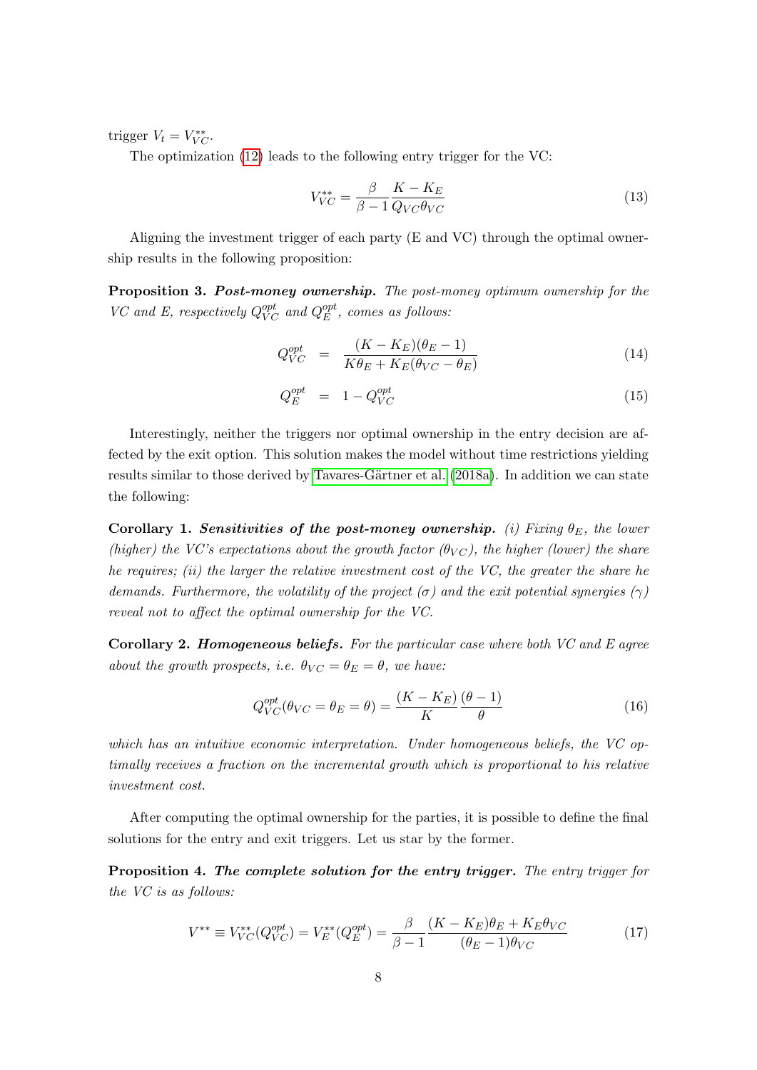trigger $V_t = V_{VC}^{**}$.

The optimization (12) leads to the following entry trigger for the VC:

$$V_{VC}^{**} = \frac{\beta}{\beta - 1} \frac{K - K_E}{Q_{VC}\theta_{VC}} \tag{13}$$

Aligning the investment trigger of each party (E and VC) through the optimal ownership results in the following proposition:

**Proposition 3.** ***Post-money ownership.*** *The post-money optimum ownership for the VC and E, respectively $Q_{VC}^{opt}$ and $Q_E^{opt}$, comes as follows:*

$$Q_{VC}^{opt} = \frac{(K - K_E)(\theta_E - 1)}{K\theta_E + K_E(\theta_{VC} - \theta_E)} \tag{14}$$

$$Q_E^{opt} = 1 - Q_{VC}^{opt} \tag{15}$$

Interestingly, neither the triggers nor optimal ownership in the entry decision are affected by the exit option. This solution makes the model without time restrictions yielding results similar to those derived by Tavares-Gärtner et al. (2018a). In addition we can state the following:

**Corollary 1.** ***Sensitivities of the post-money ownership.*** *(i) Fixing $\theta_E$, the lower (higher) the VC's expectations about the growth factor ($\theta_{VC}$), the higher (lower) the share he requires; (ii) the larger the relative investment cost of the VC, the greater the share he demands. Furthermore, the volatility of the project ($\sigma$) and the exit potential synergies ($\gamma$) reveal not to affect the optimal ownership for the VC.*

**Corollary 2.** ***Homogeneous beliefs.*** *For the particular case where both VC and E agree about the growth prospects, i.e. $\theta_{VC} = \theta_E = \theta$, we have:*

$$Q_{VC}^{opt}(\theta_{VC} = \theta_E = \theta) = \frac{(K - K_E)}{K} \frac{(\theta - 1)}{\theta} \tag{16}$$

*which has an intuitive economic interpretation. Under homogeneous beliefs, the VC optimally receives a fraction on the incremental growth which is proportional to his relative investment cost.*

After computing the optimal ownership for the parties, it is possible to define the final solutions for the entry and exit triggers. Let us star by the former.

**Proposition 4.** ***The complete solution for the entry trigger.*** *The entry trigger for the VC is as follows:*

$$V^{**} \equiv V_{VC}^{**}(Q_{VC}^{opt}) = V_E^{**}(Q_E^{opt}) = \frac{\beta}{\beta - 1} \frac{(K - K_E)\theta_E + K_E\theta_{VC}}{(\theta_E - 1)\theta_{VC}} \tag{17}$$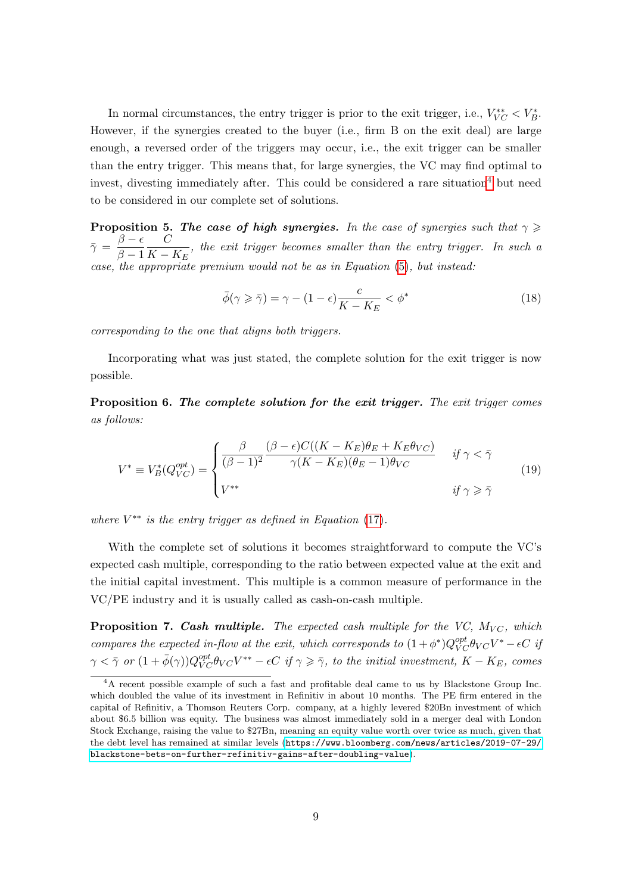In normal circumstances, the entry trigger is prior to the exit trigger, i.e., $V_{VC}^{**} < V_B^*$. However, if the synergies created to the buyer (i.e., firm B on the exit deal) are large enough, a reversed order of the triggers may occur, i.e., the exit trigger can be smaller than the entry trigger. This means that, for large synergies, the VC may find optimal to invest, divesting immediately after. This could be considered a rare situation[4] but need to be considered in our complete set of solutions.

**Proposition 5.** ***The case of high synergies.*** *In the case of synergies such that* $\gamma \geqslant \bar{\gamma} = \dfrac{\beta - \epsilon}{\beta - 1}\dfrac{C}{K - K_E}$*, the exit trigger becomes smaller than the entry trigger. In such a case, the appropriate premium would not be as in Equation (5), but instead:*

$$\bar{\phi}(\gamma \geqslant \bar{\gamma}) = \gamma - (1 - \epsilon)\frac{c}{K - K_E} < \phi^* \tag{18}$$

*corresponding to the one that aligns both triggers.*

Incorporating what was just stated, the complete solution for the exit trigger is now possible.

**Proposition 6.** ***The complete solution for the exit trigger.*** *The exit trigger comes as follows:*

$$V^* \equiv V_B^*(Q_{VC}^{opt}) = \begin{cases} \dfrac{\beta}{(\beta - 1)^2}\dfrac{(\beta - \epsilon)C((K - K_E)\theta_E + K_E\theta_{VC})}{\gamma(K - K_E)(\theta_E - 1)\theta_{VC}} & \text{if } \gamma < \bar{\gamma} \\ V^{**} & \text{if } \gamma \geqslant \bar{\gamma} \end{cases} \tag{19}$$

*where* $V^{**}$ *is the entry trigger as defined in Equation (17).*

With the complete set of solutions it becomes straightforward to compute the VC's expected cash multiple, corresponding to the ratio between expected value at the exit and the initial capital investment. This multiple is a common measure of performance in the VC/PE industry and it is usually called as cash-on-cash multiple.

**Proposition 7.** ***Cash multiple.*** *The expected cash multiple for the VC,* $M_{VC}$*, which compares the expected in-flow at the exit, which corresponds to* $(1 + \phi^*)Q_{VC}^{opt}\theta_{VC}V^* - \epsilon C$ *if* $\gamma < \bar{\gamma}$ *or* $(1 + \bar{\phi}(\gamma))Q_{VC}^{opt}\theta_{VC}V^{**} - \epsilon C$ *if* $\gamma \geqslant \bar{\gamma}$*, to the initial investment,* $K - K_E$*, comes*

---

[4] A recent possible example of such a fast and profitable deal came to us by Blackstone Group Inc. which doubled the value of its investment in Refinitiv in about 10 months. The PE firm entered in the capital of Refinitiv, a Thomson Reuters Corp. company, at a highly levered \$20Bn investment of which about \$6.5 billion was equity. The business was almost immediately sold in a merger deal with London Stock Exchange, raising the value to \$27Bn, meaning an equity value worth over twice as much, given that the debt level has remained at similar levels (https://www.bloomberg.com/news/articles/2019-07-29/blackstone-bets-on-further-refinitiv-gains-after-doubling-value).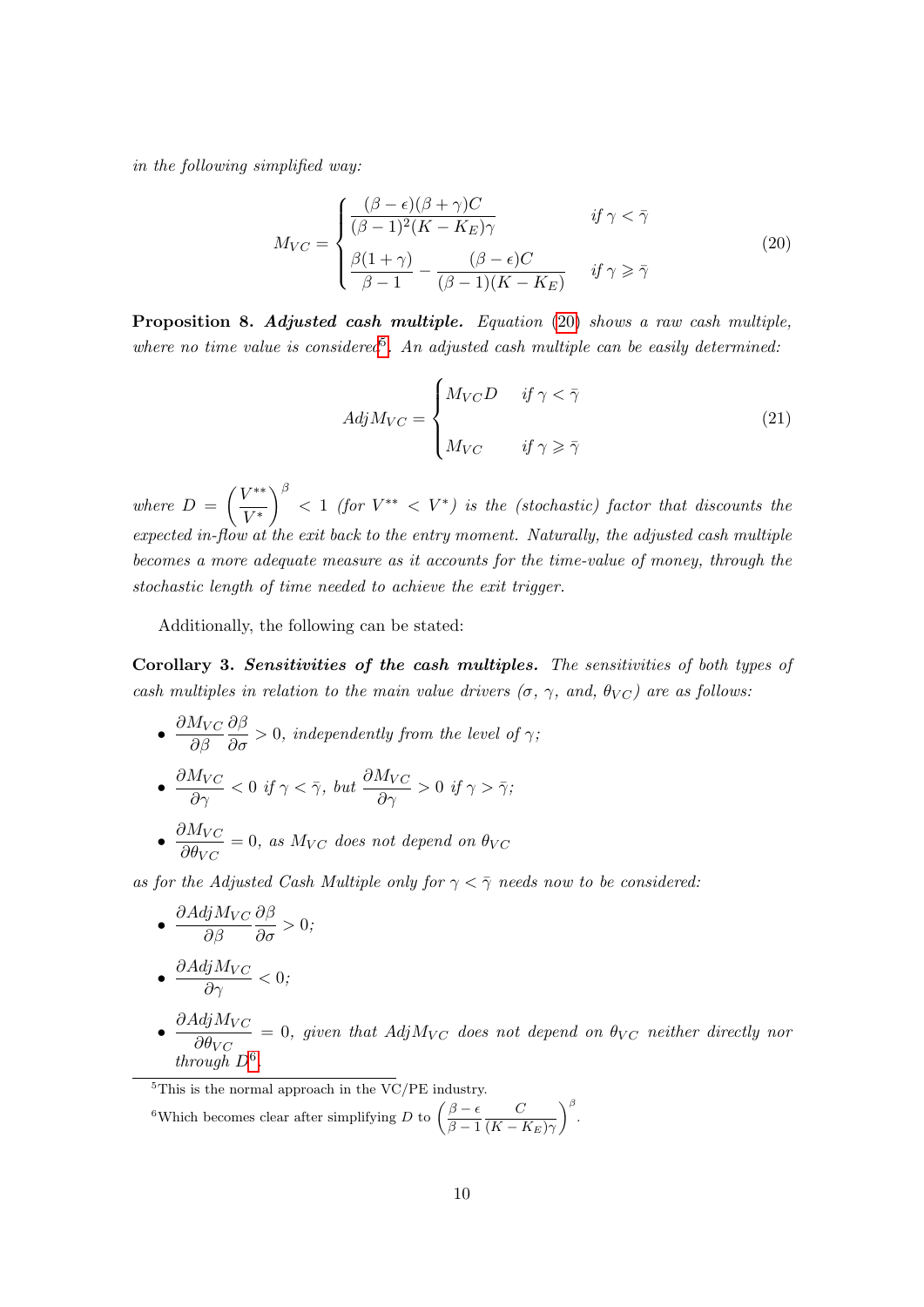*in the following simplified way:*

$$M_{VC} = \begin{cases} \dfrac{(\beta-\epsilon)(\beta+\gamma)C}{(\beta-1)^2(K-K_E)\gamma} & \text{if } \gamma < \bar{\gamma} \\[2ex] \dfrac{\beta(1+\gamma)}{\beta-1} - \dfrac{(\beta-\epsilon)C}{(\beta-1)(K-K_E)} & \text{if } \gamma \geqslant \bar{\gamma} \end{cases} \tag{20}$$

**Proposition 8.** ***Adjusted cash multiple.*** *Equation (20) shows a raw cash multiple, where no time value is considered*[5]*. An adjusted cash multiple can be easily determined:*

$$AdjM_{VC} = \begin{cases} M_{VC}D & \text{if } \gamma < \bar{\gamma} \\[2ex] M_{VC} & \text{if } \gamma \geqslant \bar{\gamma} \end{cases} \tag{21}$$

*where* $D = \left(\dfrac{V^{**}}{V^{*}}\right)^{\beta} < 1$ *(for* $V^{**} < V^{*}$*) is the (stochastic) factor that discounts the expected in-flow at the exit back to the entry moment. Naturally, the adjusted cash multiple becomes a more adequate measure as it accounts for the time-value of money, through the stochastic length of time needed to achieve the exit trigger.*

Additionally, the following can be stated:

**Corollary 3.** ***Sensitivities of the cash multiples.*** *The sensitivities of both types of cash multiples in relation to the main value drivers ($\sigma$, $\gamma$, and, $\theta_{VC}$) are as follows:*

- $\dfrac{\partial M_{VC}}{\partial \beta}\dfrac{\partial \beta}{\partial \sigma} > 0$*, independently from the level of* $\gamma$*;*
- $\dfrac{\partial M_{VC}}{\partial \gamma} < 0$ *if* $\gamma < \bar{\gamma}$*, but* $\dfrac{\partial M_{VC}}{\partial \gamma} > 0$ *if* $\gamma > \bar{\gamma}$*;*
- $\dfrac{\partial M_{VC}}{\partial \theta_{VC}} = 0$*, as* $M_{VC}$ *does not depend on* $\theta_{VC}$

*as for the Adjusted Cash Multiple only for* $\gamma < \bar{\gamma}$ *needs now to be considered:*

- $\dfrac{\partial AdjM_{VC}}{\partial \beta}\dfrac{\partial \beta}{\partial \sigma} > 0$*;*
- $\dfrac{\partial AdjM_{VC}}{\partial \gamma} < 0$*;*
- $\dfrac{\partial AdjM_{VC}}{\partial \theta_{VC}} = 0$*, given that* $AdjM_{VC}$ *does not depend on* $\theta_{VC}$ *neither directly nor through* $D$[6]*.*

---

[5] This is the normal approach in the VC/PE industry.

[6] Which becomes clear after simplifying $D$ to $\left(\dfrac{\beta-\epsilon}{\beta-1}\dfrac{C}{(K-K_E)\gamma}\right)^{\beta}$.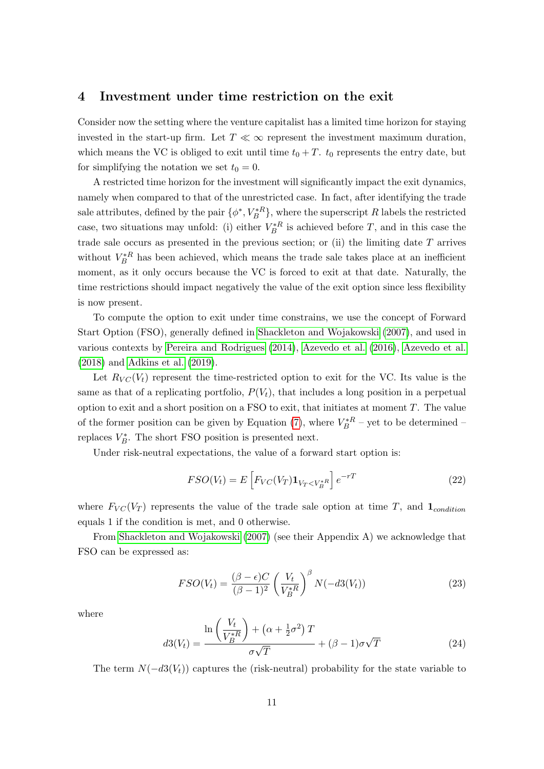## 4 Investment under time restriction on the exit

Consider now the setting where the venture capitalist has a limited time horizon for staying invested in the start-up firm. Let $T \ll \infty$ represent the investment maximum duration, which means the VC is obliged to exit until time $t_0 + T$. $t_0$ represents the entry date, but for simplifying the notation we set $t_0 = 0$.

A restricted time horizon for the investment will significantly impact the exit dynamics, namely when compared to that of the unrestricted case. In fact, after identifying the trade sale attributes, defined by the pair $\{\phi^*, V_B^{*R}\}$, where the superscript $R$ labels the restricted case, two situations may unfold: (i) either $V_B^{*R}$ is achieved before $T$, and in this case the trade sale occurs as presented in the previous section; or (ii) the limiting date $T$ arrives without $V_B^{*R}$ has been achieved, which means the trade sale takes place at an inefficient moment, as it only occurs because the VC is forced to exit at that date. Naturally, the time restrictions should impact negatively the value of the exit option since less flexibility is now present.

To compute the option to exit under time constrains, we use the concept of Forward Start Option (FSO), generally defined in Shackleton and Wojakowski (2007), and used in various contexts by Pereira and Rodrigues (2014), Azevedo et al. (2016), Azevedo et al. (2018) and Adkins et al. (2019).

Let $R_{VC}(V_t)$ represent the time-restricted option to exit for the VC. Its value is the same as that of a replicating portfolio, $P(V_t)$, that includes a long position in a perpetual option to exit and a short position on a FSO to exit, that initiates at moment $T$. The value of the former position can be given by Equation (7), where $V_B^{*R}$ – yet to be determined – replaces $V_B^*$. The short FSO position is presented next.

Under risk-neutral expectations, the value of a forward start option is:

$$FSO(V_t) = E\left[F_{VC}(V_T)\mathbf{1}_{V_T < V_B^{*R}}\right] e^{-rT} \tag{22}$$

where $F_{VC}(V_T)$ represents the value of the trade sale option at time $T$, and $\mathbf{1}_{condition}$ equals 1 if the condition is met, and 0 otherwise.

From Shackleton and Wojakowski (2007) (see their Appendix A) we acknowledge that FSO can be expressed as:

$$FSO(V_t) = \frac{(\beta - \epsilon)C}{(\beta - 1)^2}\left(\frac{V_t}{V_B^{*R}}\right)^{\beta} N(-d3(V_t)) \tag{23}$$

where

$$d3(V_t) = \frac{\ln\left(\frac{V_t}{V_B^{*R}}\right) + \left(\alpha + \frac{1}{2}\sigma^2\right)T}{\sigma\sqrt{T}} + (\beta - 1)\sigma\sqrt{T} \tag{24}$$

The term $N(-d3(V_t))$ captures the (risk-neutral) probability for the state variable to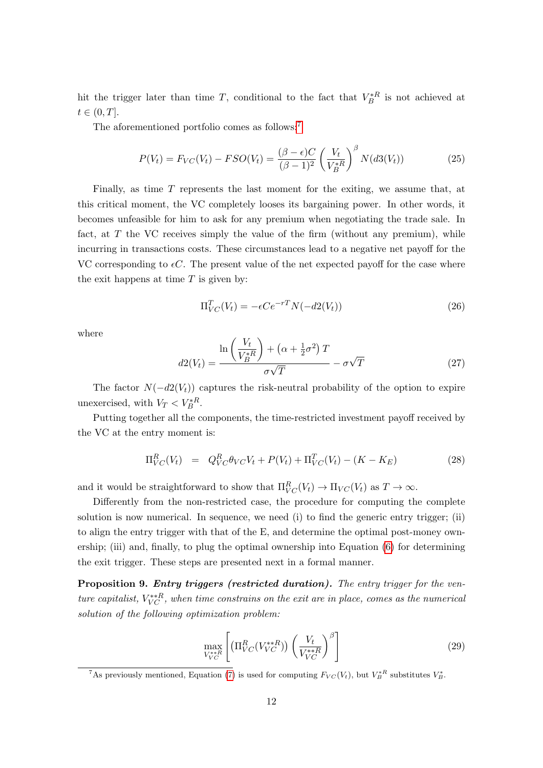hit the trigger later than time $T$, conditional to the fact that $V_B^{*R}$ is not achieved at $t \in (0, T]$.

The aforementioned portfolio comes as follows:[7]

$$P(V_t) = F_{VC}(V_t) - FSO(V_t) = \frac{(\beta - \epsilon)C}{(\beta - 1)^2} \left( \frac{V_t}{V_B^{*R}} \right)^{\beta} N(d3(V_t)) \tag{25}$$

Finally, as time $T$ represents the last moment for the exiting, we assume that, at this critical moment, the VC completely looses its bargaining power. In other words, it becomes unfeasible for him to ask for any premium when negotiating the trade sale. In fact, at $T$ the VC receives simply the value of the firm (without any premium), while incurring in transactions costs. These circumstances lead to a negative net payoff for the VC corresponding to $\epsilon C$. The present value of the net expected payoff for the case where the exit happens at time $T$ is given by:

$$\Pi_{VC}^{T}(V_t) = -\epsilon C e^{-rT} N(-d2(V_t)) \tag{26}$$

where

$$d2(V_t) = \frac{\ln\left( \frac{V_t}{V_B^{*R}} \right) + \left( \alpha + \frac{1}{2}\sigma^2 \right) T}{\sigma\sqrt{T}} - \sigma\sqrt{T} \tag{27}$$

The factor $N(-d2(V_t))$ captures the risk-neutral probability of the option to expire unexercised, with $V_T < V_B^{*R}$.

Putting together all the components, the time-restricted investment payoff received by the VC at the entry moment is:

$$\Pi_{VC}^{R}(V_t) \;\; = \;\; Q_{VC}^{R}\theta_{VC}V_t + P(V_t) + \Pi_{VC}^{T}(V_t) - (K - K_E) \tag{28}$$

and it would be straightforward to show that $\Pi_{VC}^{R}(V_t) \to \Pi_{VC}(V_t)$ as $T \to \infty$.

Differently from the non-restricted case, the procedure for computing the complete solution is now numerical. In sequence, we need (i) to find the generic entry trigger; (ii) to align the entry trigger with that of the E, and determine the optimal post-money ownership; (iii) and, finally, to plug the optimal ownership into Equation (6) for determining the exit trigger. These steps are presented next in a formal manner.

**Proposition 9.** ***Entry triggers (restricted duration).*** *The entry trigger for the venture capitalist, $V_{VC}^{**R}$, when time constrains on the exit are in place, comes as the numerical solution of the following optimization problem:*

$$\max_{V_{VC}^{**R}} \left[ \left( \Pi_{VC}^{R}(V_{VC}^{**R}) \right) \left( \frac{V_t}{V_{VC}^{**R}} \right)^{\beta} \right] \tag{29}$$

[7] As previously mentioned, Equation (7) is used for computing $F_{VC}(V_t)$, but $V_B^{*R}$ substitutes $V_B^{*}$.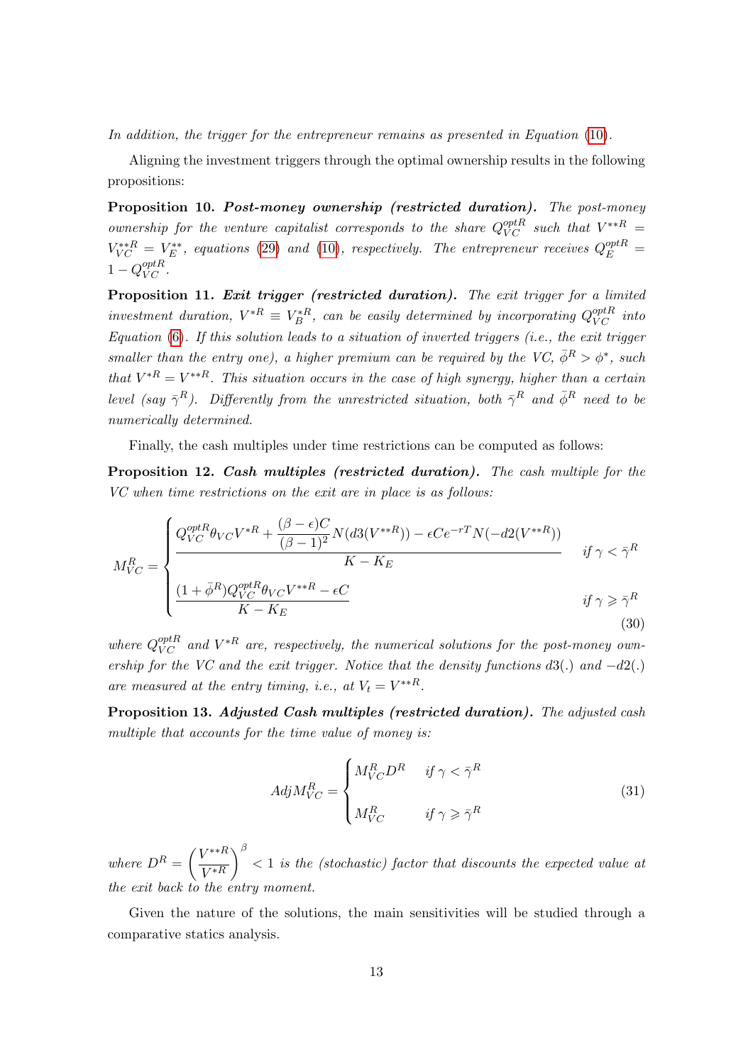*In addition, the trigger for the entrepreneur remains as presented in Equation (10).*

Aligning the investment triggers through the optimal ownership results in the following propositions:

**Proposition 10.** ***Post-money ownership (restricted duration).*** *The post-money ownership for the venture capitalist corresponds to the share $Q_{VC}^{optR}$ such that $V^{**R} = V_{VC}^{**R} = V_E^{**}$, equations (29) and (10), respectively. The entrepreneur receives $Q_E^{optR} = 1 - Q_{VC}^{optR}$.*

**Proposition 11.** ***Exit trigger (restricted duration).*** *The exit trigger for a limited investment duration, $V^{*R} \equiv V_B^{*R}$, can be easily determined by incorporating $Q_{VC}^{optR}$ into Equation (6). If this solution leads to a situation of inverted triggers (i.e., the exit trigger smaller than the entry one), a higher premium can be required by the VC, $\bar{\phi}^R > \phi^*$, such that $V^{*R} = V^{**R}$. This situation occurs in the case of high synergy, higher than a certain level (say $\bar{\gamma}^R$). Differently from the unrestricted situation, both $\bar{\gamma}^R$ and $\bar{\phi}^R$ need to be numerically determined.*

Finally, the cash multiples under time restrictions can be computed as follows:

**Proposition 12.** ***Cash multiples (restricted duration).*** *The cash multiple for the VC when time restrictions on the exit are in place is as follows:*

$$
M_{VC}^R = \begin{cases} \dfrac{Q_{VC}^{optR}\theta_{VC}V^{*R} + \dfrac{(\beta-\epsilon)C}{(\beta-1)^2}N(d3(V^{**R})) - \epsilon C e^{-rT}N(-d2(V^{**R}))}{K - K_E} & \text{if } \gamma < \bar{\gamma}^R \\[2ex] \dfrac{(1+\bar{\phi}^R)Q_{VC}^{optR}\theta_{VC}V^{**R} - \epsilon C}{K - K_E} & \text{if } \gamma \geqslant \bar{\gamma}^R \end{cases} \tag{30}
$$

*where $Q_{VC}^{optR}$ and $V^{*R}$ are, respectively, the numerical solutions for the post-money ownership for the VC and the exit trigger. Notice that the density functions $d3(.)$ and $-d2(.)$ are measured at the entry timing, i.e., at $V_t = V^{**R}$.*

**Proposition 13.** ***Adjusted Cash multiples (restricted duration).*** *The adjusted cash multiple that accounts for the time value of money is:*

$$
AdjM_{VC}^R = \begin{cases} M_{VC}^R D^R & \text{if } \gamma < \bar{\gamma}^R \\[1ex] M_{VC}^R & \text{if } \gamma \geqslant \bar{\gamma}^R \end{cases} \tag{31}
$$

*where $D^R = \left(\dfrac{V^{**R}}{V^{*R}}\right)^{\beta} < 1$ is the (stochastic) factor that discounts the expected value at the exit back to the entry moment.*

Given the nature of the solutions, the main sensitivities will be studied through a comparative statics analysis.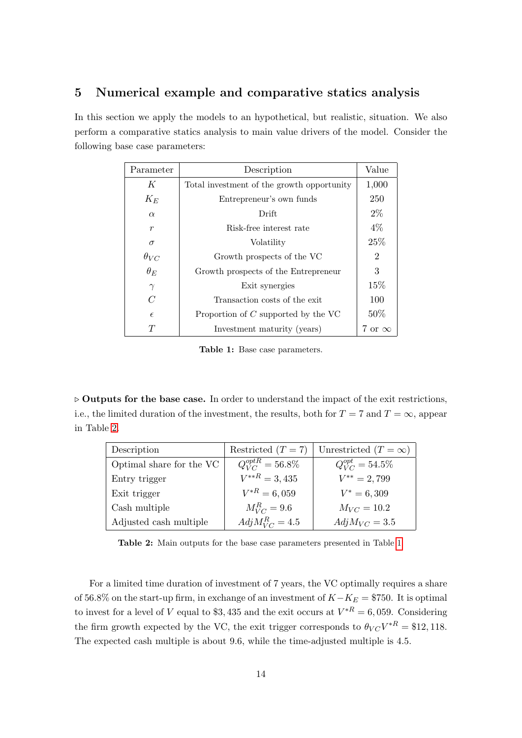# 5 Numerical example and comparative statics analysis

In this section we apply the models to an hypothetical, but realistic, situation. We also perform a comparative statics analysis to main value drivers of the model. Consider the following base case parameters:

| Parameter | Description | Value |
|---|---|---|
| $K$ | Total investment of the growth opportunity | 1,000 |
| $K_E$ | Entrepreneur's own funds | 250 |
| $\alpha$ | Drift | 2% |
| $r$ | Risk-free interest rate | 4% |
| $\sigma$ | Volatility | 25% |
| $\theta_{VC}$ | Growth prospects of the VC | 2 |
| $\theta_E$ | Growth prospects of the Entrepreneur | 3 |
| $\gamma$ | Exit synergies | 15% |
| $C$ | Transaction costs of the exit | 100 |
| $\epsilon$ | Proportion of $C$ supported by the VC | 50% |
| $T$ | Investment maturity (years) | 7 or $\infty$ |

**Table 1:** Base case parameters.

▷ **Outputs for the base case.** In order to understand the impact of the exit restrictions, i.e., the limited duration of the investment, the results, both for $T = 7$ and $T = \infty$, appear in Table 2.

| Description | Restricted ($T = 7$) | Unrestricted ($T = \infty$) |
|---|---|---|
| Optimal share for the VC | $Q_{VC}^{optR} = 56.8\%$ | $Q_{VC}^{opt} = 54.5\%$ |
| Entry trigger | $V^{**R} = 3,435$ | $V^{**} = 2,799$ |
| Exit trigger | $V^{*R} = 6,059$ | $V^{*} = 6,309$ |
| Cash multiple | $M_{VC}^{R} = 9.6$ | $M_{VC} = 10.2$ |
| Adjusted cash multiple | $AdjM_{VC}^{R} = 4.5$ | $AdjM_{VC} = 3.5$ |

**Table 2:** Main outputs for the base case parameters presented in Table 1.

For a limited time duration of investment of 7 years, the VC optimally requires a share of 56.8% on the start-up firm, in exchange of an investment of $K - K_E = \$750$. It is optimal to invest for a level of $V$ equal to \$3,435 and the exit occurs at $V^{*R} = 6,059$. Considering the firm growth expected by the VC, the exit trigger corresponds to $\theta_{VC}V^{*R} = \$12,118$. The expected cash multiple is about 9.6, while the time-adjusted multiple is 4.5.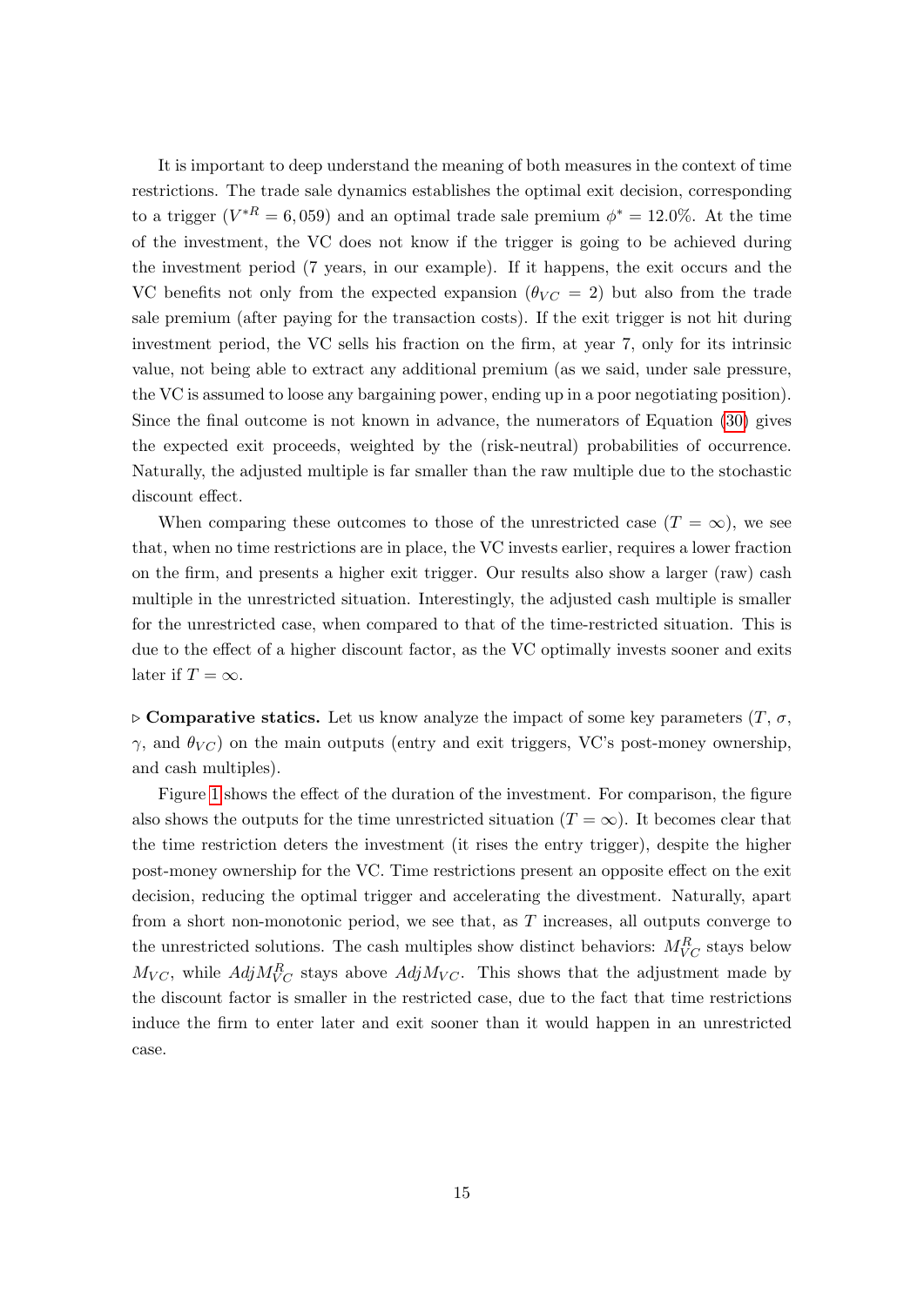It is important to deep understand the meaning of both measures in the context of time restrictions. The trade sale dynamics establishes the optimal exit decision, corresponding to a trigger ($V^{*R} = 6,059$) and an optimal trade sale premium $\phi^* = 12.0\%$. At the time of the investment, the VC does not know if the trigger is going to be achieved during the investment period (7 years, in our example). If it happens, the exit occurs and the VC benefits not only from the expected expansion ($\theta_{VC} = 2$) but also from the trade sale premium (after paying for the transaction costs). If the exit trigger is not hit during investment period, the VC sells his fraction on the firm, at year 7, only for its intrinsic value, not being able to extract any additional premium (as we said, under sale pressure, the VC is assumed to loose any bargaining power, ending up in a poor negotiating position). Since the final outcome is not known in advance, the numerators of Equation (30) gives the expected exit proceeds, weighted by the (risk-neutral) probabilities of occurrence. Naturally, the adjusted multiple is far smaller than the raw multiple due to the stochastic discount effect.

When comparing these outcomes to those of the unrestricted case ($T = \infty$), we see that, when no time restrictions are in place, the VC invests earlier, requires a lower fraction on the firm, and presents a higher exit trigger. Our results also show a larger (raw) cash multiple in the unrestricted situation. Interestingly, the adjusted cash multiple is smaller for the unrestricted case, when compared to that of the time-restricted situation. This is due to the effect of a higher discount factor, as the VC optimally invests sooner and exits later if $T = \infty$.

▷ **Comparative statics.** Let us know analyze the impact of some key parameters ($T$, $\sigma$, $\gamma$, and $\theta_{VC}$) on the main outputs (entry and exit triggers, VC's post-money ownership, and cash multiples).

Figure 1 shows the effect of the duration of the investment. For comparison, the figure also shows the outputs for the time unrestricted situation ($T = \infty$). It becomes clear that the time restriction deters the investment (it rises the entry trigger), despite the higher post-money ownership for the VC. Time restrictions present an opposite effect on the exit decision, reducing the optimal trigger and accelerating the divestment. Naturally, apart from a short non-monotonic period, we see that, as $T$ increases, all outputs converge to the unrestricted solutions. The cash multiples show distinct behaviors: $M_{VC}^R$ stays below $M_{VC}$, while $AdjM_{VC}^R$ stays above $AdjM_{VC}$. This shows that the adjustment made by the discount factor is smaller in the restricted case, due to the fact that time restrictions induce the firm to enter later and exit sooner than it would happen in an unrestricted case.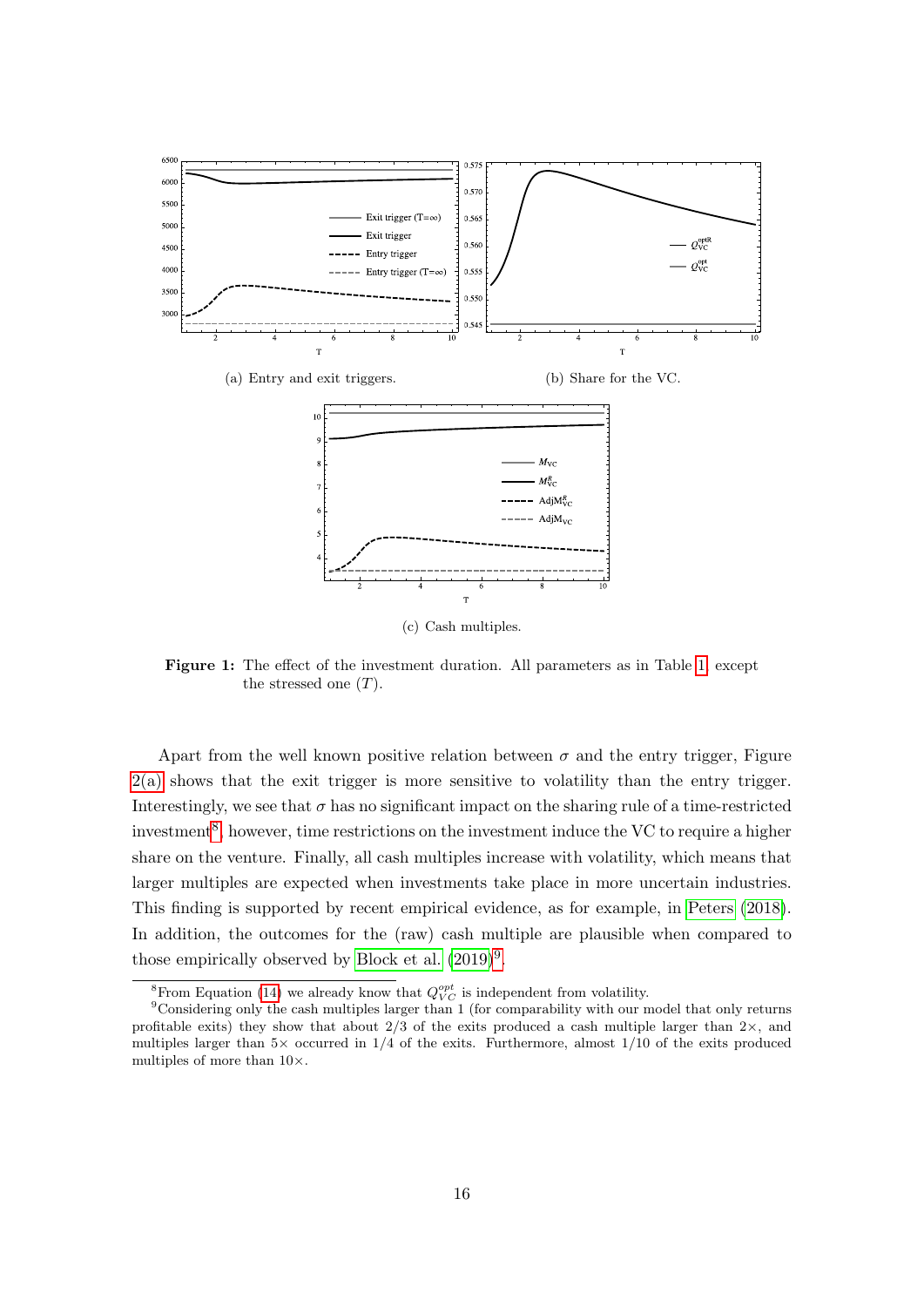(a) Entry and exit triggers.

(b) Share for the VC.

(c) Cash multiples.

**Figure 1:** The effect of the investment duration. All parameters as in Table 1 except the stressed one ($T$).

Apart from the well known positive relation between $\sigma$ and the entry trigger, Figure 2(a) shows that the exit trigger is more sensitive to volatility than the entry trigger. Interestingly, we see that $\sigma$ has no significant impact on the sharing rule of a time-restricted investment[8], however, time restrictions on the investment induce the VC to require a higher share on the venture. Finally, all cash multiples increase with volatility, which means that larger multiples are expected when investments take place in more uncertain industries. This finding is supported by recent empirical evidence, as for example, in Peters (2018). In addition, the outcomes for the (raw) cash multiple are plausible when compared to those empirically observed by Block et al. (2019)[9].

[8] From Equation (14) we already know that $Q_{VC}^{opt}$ is independent from volatility.

[9] Considering only the cash multiples larger than 1 (for comparability with our model that only returns profitable exits) they show that about 2/3 of the exits produced a cash multiple larger than $2\times$, and multiples larger than $5\times$ occurred in 1/4 of the exits. Furthermore, almost 1/10 of the exits produced multiples of more than $10\times$.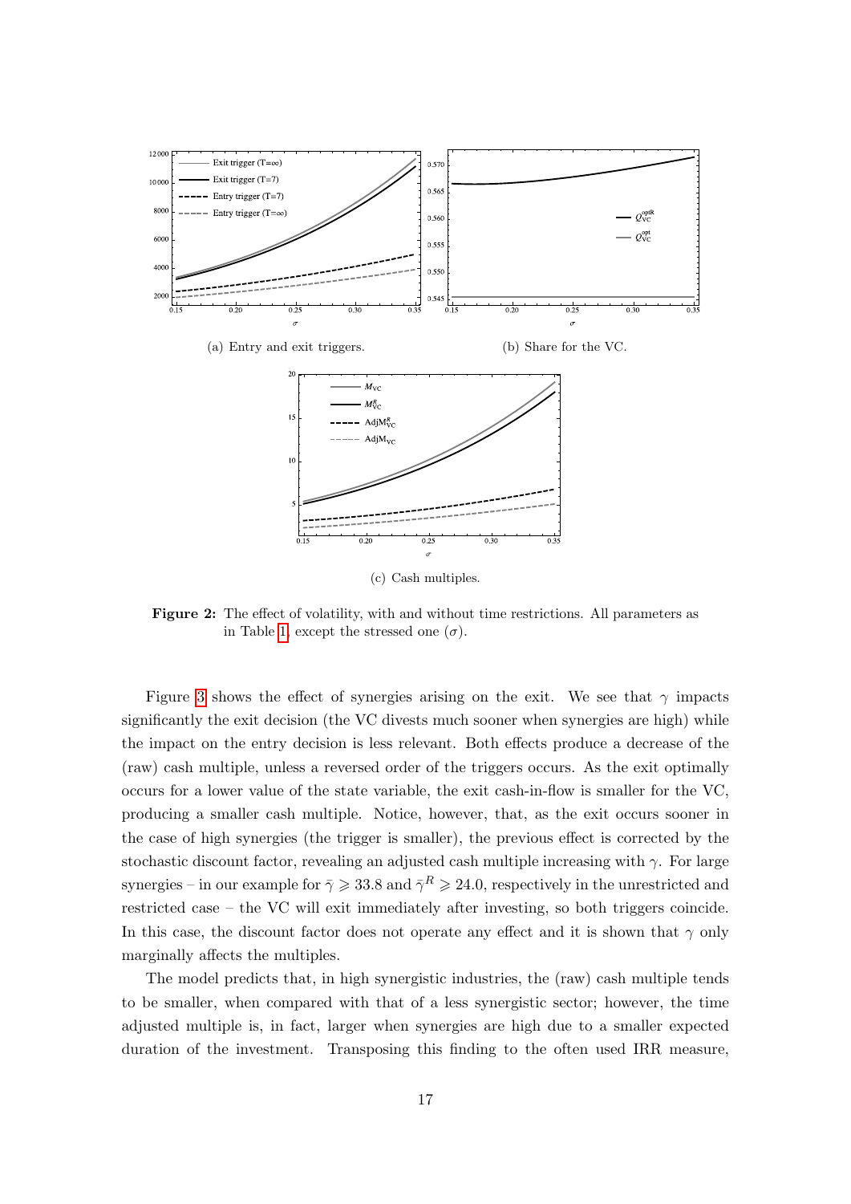(a) Entry and exit triggers.

(b) Share for the VC.

(c) Cash multiples.

**Figure 2:** The effect of volatility, with and without time restrictions. All parameters as in Table 1, except the stressed one ($\sigma$).

Figure 3 shows the effect of synergies arising on the exit. We see that $\gamma$ impacts significantly the exit decision (the VC divests much sooner when synergies are high) while the impact on the entry decision is less relevant. Both effects produce a decrease of the (raw) cash multiple, unless a reversed order of the triggers occurs. As the exit optimally occurs for a lower value of the state variable, the exit cash-in-flow is smaller for the VC, producing a smaller cash multiple. Notice, however, that, as the exit occurs sooner in the case of high synergies (the trigger is smaller), the previous effect is corrected by the stochastic discount factor, revealing an adjusted cash multiple increasing with $\gamma$. For large synergies – in our example for $\bar{\gamma} \geqslant 33.8$ and $\bar{\gamma}^R \geqslant 24.0$, respectively in the unrestricted and restricted case – the VC will exit immediately after investing, so both triggers coincide. In this case, the discount factor does not operate any effect and it is shown that $\gamma$ only marginally affects the multiples.

The model predicts that, in high synergistic industries, the (raw) cash multiple tends to be smaller, when compared with that of a less synergistic sector; however, the time adjusted multiple is, in fact, larger when synergies are high due to a smaller expected duration of the investment. Transposing this finding to the often used IRR measure,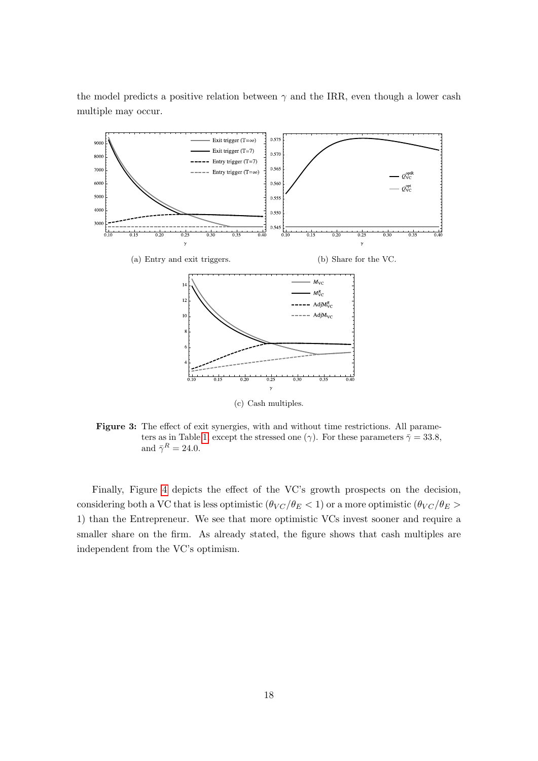the model predicts a positive relation between $\gamma$ and the IRR, even though a lower cash multiple may occur.

(a) Entry and exit triggers.

(b) Share for the VC.

(c) Cash multiples.

**Figure 3:** The effect of exit synergies, with and without time restrictions. All parameters as in Table 1, except the stressed one ($\gamma$). For these parameters $\bar{\gamma} = 33.8$, and $\bar{\gamma}^R = 24.0$.

Finally, Figure 4 depicts the effect of the VC's growth prospects on the decision, considering both a VC that is less optimistic ($\theta_{VC}/\theta_E < 1$) or a more optimistic ($\theta_{VC}/\theta_E > 1$) than the Entrepreneur. We see that more optimistic VCs invest sooner and require a smaller share on the firm. As already stated, the figure shows that cash multiples are independent from the VC's optimism.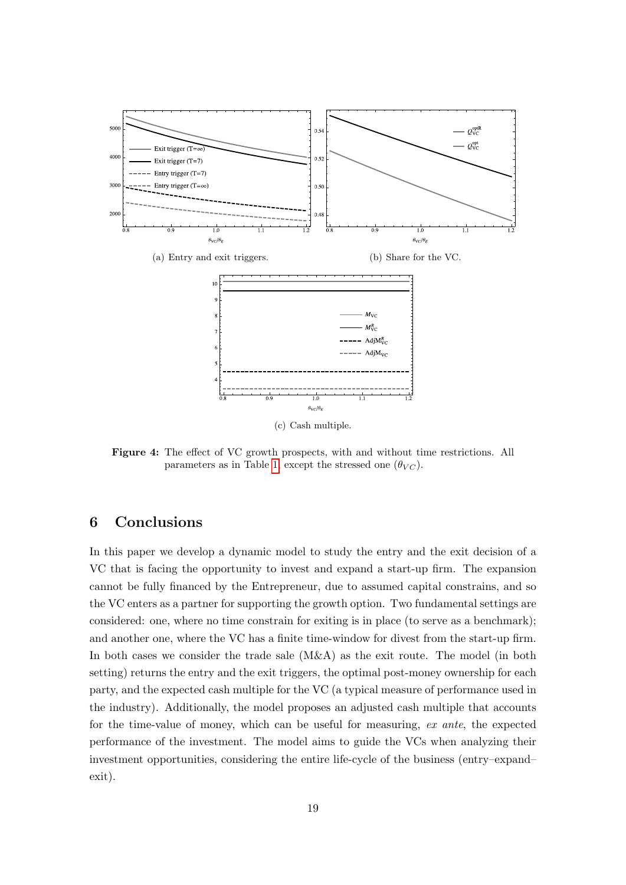(a) Entry and exit triggers.

(b) Share for the VC.

(c) Cash multiple.

**Figure 4:** The effect of VC growth prospects, with and without time restrictions. All parameters as in Table 1, except the stressed one ($\theta_{VC}$).

# 6 Conclusions

In this paper we develop a dynamic model to study the entry and the exit decision of a VC that is facing the opportunity to invest and expand a start-up firm. The expansion cannot be fully financed by the Entrepreneur, due to assumed capital constrains, and so the VC enters as a partner for supporting the growth option. Two fundamental settings are considered: one, where no time constrain for exiting is in place (to serve as a benchmark); and another one, where the VC has a finite time-window for divest from the start-up firm. In both cases we consider the trade sale (M&A) as the exit route. The model (in both setting) returns the entry and the exit triggers, the optimal post-money ownership for each party, and the expected cash multiple for the VC (a typical measure of performance used in the industry). Additionally, the model proposes an adjusted cash multiple that accounts for the time-value of money, which can be useful for measuring, *ex ante*, the expected performance of the investment. The model aims to guide the VCs when analyzing their investment opportunities, considering the entire life-cycle of the business (entry–expand–exit).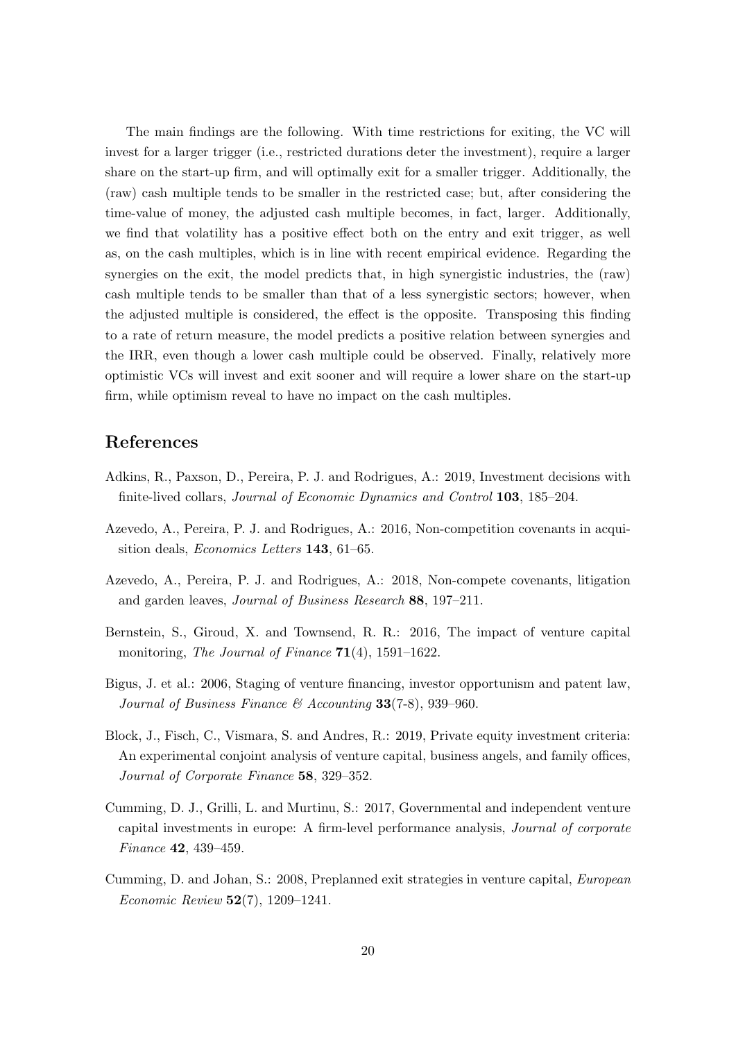The main findings are the following. With time restrictions for exiting, the VC will invest for a larger trigger (i.e., restricted durations deter the investment), require a larger share on the start-up firm, and will optimally exit for a smaller trigger. Additionally, the (raw) cash multiple tends to be smaller in the restricted case; but, after considering the time-value of money, the adjusted cash multiple becomes, in fact, larger. Additionally, we find that volatility has a positive effect both on the entry and exit trigger, as well as, on the cash multiples, which is in line with recent empirical evidence. Regarding the synergies on the exit, the model predicts that, in high synergistic industries, the (raw) cash multiple tends to be smaller than that of a less synergistic sectors; however, when the adjusted multiple is considered, the effect is the opposite. Transposing this finding to a rate of return measure, the model predicts a positive relation between synergies and the IRR, even though a lower cash multiple could be observed. Finally, relatively more optimistic VCs will invest and exit sooner and will require a lower share on the start-up firm, while optimism reveal to have no impact on the cash multiples.

## References

Adkins, R., Paxson, D., Pereira, P. J. and Rodrigues, A.: 2019, Investment decisions with finite-lived collars, *Journal of Economic Dynamics and Control* **103**, 185–204.

Azevedo, A., Pereira, P. J. and Rodrigues, A.: 2016, Non-competition covenants in acquisition deals, *Economics Letters* **143**, 61–65.

Azevedo, A., Pereira, P. J. and Rodrigues, A.: 2018, Non-compete covenants, litigation and garden leaves, *Journal of Business Research* **88**, 197–211.

Bernstein, S., Giroud, X. and Townsend, R. R.: 2016, The impact of venture capital monitoring, *The Journal of Finance* **71**(4), 1591–1622.

Bigus, J. et al.: 2006, Staging of venture financing, investor opportunism and patent law, *Journal of Business Finance & Accounting* **33**(7-8), 939–960.

Block, J., Fisch, C., Vismara, S. and Andres, R.: 2019, Private equity investment criteria: An experimental conjoint analysis of venture capital, business angels, and family offices, *Journal of Corporate Finance* **58**, 329–352.

Cumming, D. J., Grilli, L. and Murtinu, S.: 2017, Governmental and independent venture capital investments in europe: A firm-level performance analysis, *Journal of corporate Finance* **42**, 439–459.

Cumming, D. and Johan, S.: 2008, Preplanned exit strategies in venture capital, *European Economic Review* **52**(7), 1209–1241.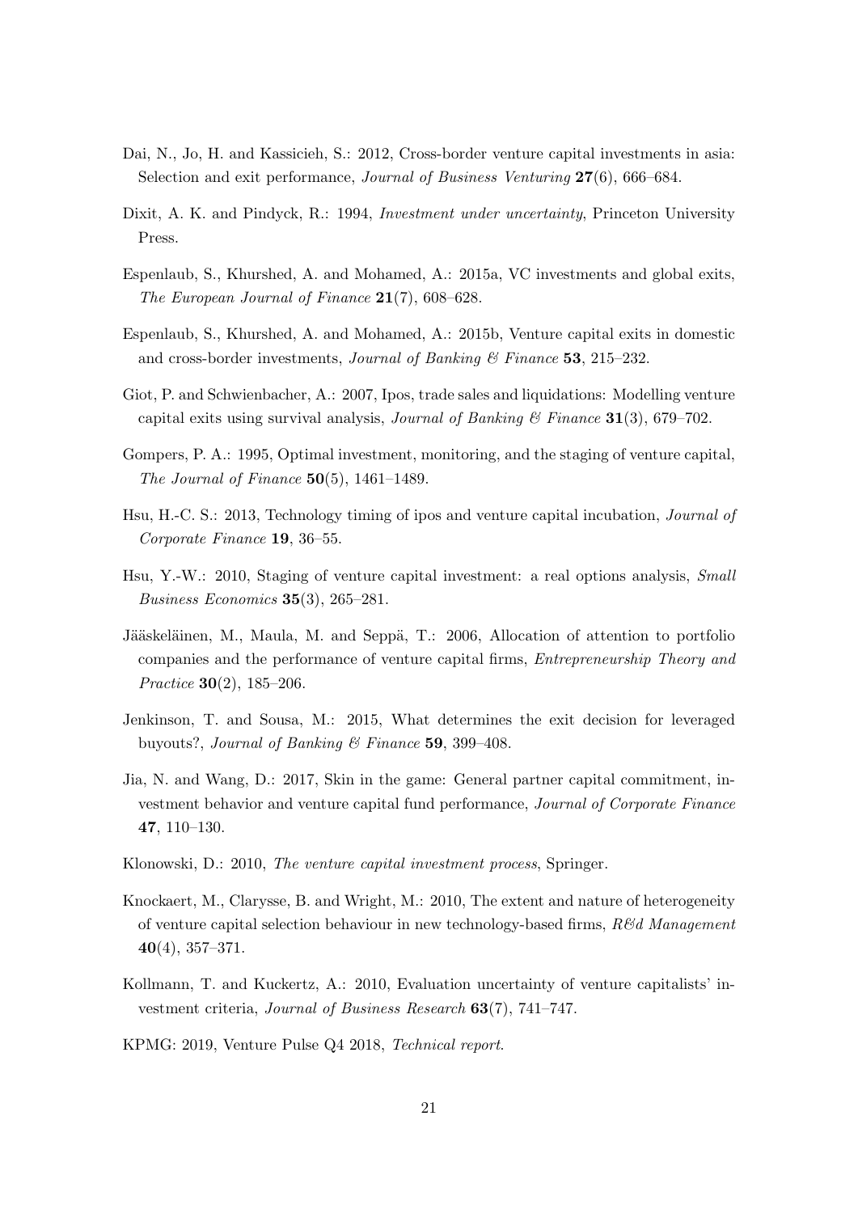Dai, N., Jo, H. and Kassicieh, S.: 2012, Cross-border venture capital investments in asia: Selection and exit performance, *Journal of Business Venturing* **27**(6), 666–684.

Dixit, A. K. and Pindyck, R.: 1994, *Investment under uncertainty*, Princeton University Press.

Espenlaub, S., Khurshed, A. and Mohamed, A.: 2015a, VC investments and global exits, *The European Journal of Finance* **21**(7), 608–628.

Espenlaub, S., Khurshed, A. and Mohamed, A.: 2015b, Venture capital exits in domestic and cross-border investments, *Journal of Banking & Finance* **53**, 215–232.

Giot, P. and Schwienbacher, A.: 2007, Ipos, trade sales and liquidations: Modelling venture capital exits using survival analysis, *Journal of Banking & Finance* **31**(3), 679–702.

Gompers, P. A.: 1995, Optimal investment, monitoring, and the staging of venture capital, *The Journal of Finance* **50**(5), 1461–1489.

Hsu, H.-C. S.: 2013, Technology timing of ipos and venture capital incubation, *Journal of Corporate Finance* **19**, 36–55.

Hsu, Y.-W.: 2010, Staging of venture capital investment: a real options analysis, *Small Business Economics* **35**(3), 265–281.

Jääskeläinen, M., Maula, M. and Seppä, T.: 2006, Allocation of attention to portfolio companies and the performance of venture capital firms, *Entrepreneurship Theory and Practice* **30**(2), 185–206.

Jenkinson, T. and Sousa, M.: 2015, What determines the exit decision for leveraged buyouts?, *Journal of Banking & Finance* **59**, 399–408.

Jia, N. and Wang, D.: 2017, Skin in the game: General partner capital commitment, investment behavior and venture capital fund performance, *Journal of Corporate Finance* **47**, 110–130.

Klonowski, D.: 2010, *The venture capital investment process*, Springer.

Knockaert, M., Clarysse, B. and Wright, M.: 2010, The extent and nature of heterogeneity of venture capital selection behaviour in new technology-based firms, *R&d Management* **40**(4), 357–371.

Kollmann, T. and Kuckertz, A.: 2010, Evaluation uncertainty of venture capitalists' investment criteria, *Journal of Business Research* **63**(7), 741–747.

KPMG: 2019, Venture Pulse Q4 2018, *Technical report*.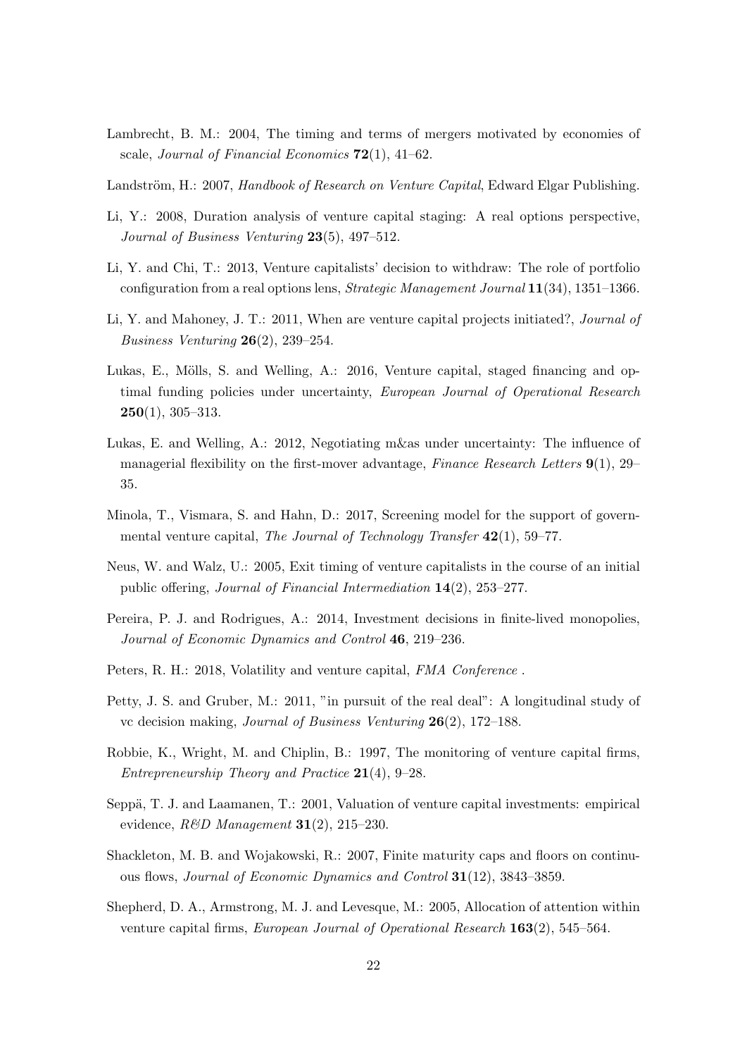Lambrecht, B. M.: 2004, The timing and terms of mergers motivated by economies of scale, *Journal of Financial Economics* **72**(1), 41–62.

Landström, H.: 2007, *Handbook of Research on Venture Capital*, Edward Elgar Publishing.

Li, Y.: 2008, Duration analysis of venture capital staging: A real options perspective, *Journal of Business Venturing* **23**(5), 497–512.

Li, Y. and Chi, T.: 2013, Venture capitalists' decision to withdraw: The role of portfolio configuration from a real options lens, *Strategic Management Journal* **11**(34), 1351–1366.

Li, Y. and Mahoney, J. T.: 2011, When are venture capital projects initiated?, *Journal of Business Venturing* **26**(2), 239–254.

Lukas, E., Mölls, S. and Welling, A.: 2016, Venture capital, staged financing and optimal funding policies under uncertainty, *European Journal of Operational Research* **250**(1), 305–313.

Lukas, E. and Welling, A.: 2012, Negotiating m&as under uncertainty: The influence of managerial flexibility on the first-mover advantage, *Finance Research Letters* **9**(1), 29–35.

Minola, T., Vismara, S. and Hahn, D.: 2017, Screening model for the support of governmental venture capital, *The Journal of Technology Transfer* **42**(1), 59–77.

Neus, W. and Walz, U.: 2005, Exit timing of venture capitalists in the course of an initial public offering, *Journal of Financial Intermediation* **14**(2), 253–277.

Pereira, P. J. and Rodrigues, A.: 2014, Investment decisions in finite-lived monopolies, *Journal of Economic Dynamics and Control* **46**, 219–236.

Peters, R. H.: 2018, Volatility and venture capital, *FMA Conference* .

Petty, J. S. and Gruber, M.: 2011, "in pursuit of the real deal": A longitudinal study of vc decision making, *Journal of Business Venturing* **26**(2), 172–188.

Robbie, K., Wright, M. and Chiplin, B.: 1997, The monitoring of venture capital firms, *Entrepreneurship Theory and Practice* **21**(4), 9–28.

Seppä, T. J. and Laamanen, T.: 2001, Valuation of venture capital investments: empirical evidence, *R&D Management* **31**(2), 215–230.

Shackleton, M. B. and Wojakowski, R.: 2007, Finite maturity caps and floors on continuous flows, *Journal of Economic Dynamics and Control* **31**(12), 3843–3859.

Shepherd, D. A., Armstrong, M. J. and Levesque, M.: 2005, Allocation of attention within venture capital firms, *European Journal of Operational Research* **163**(2), 545–564.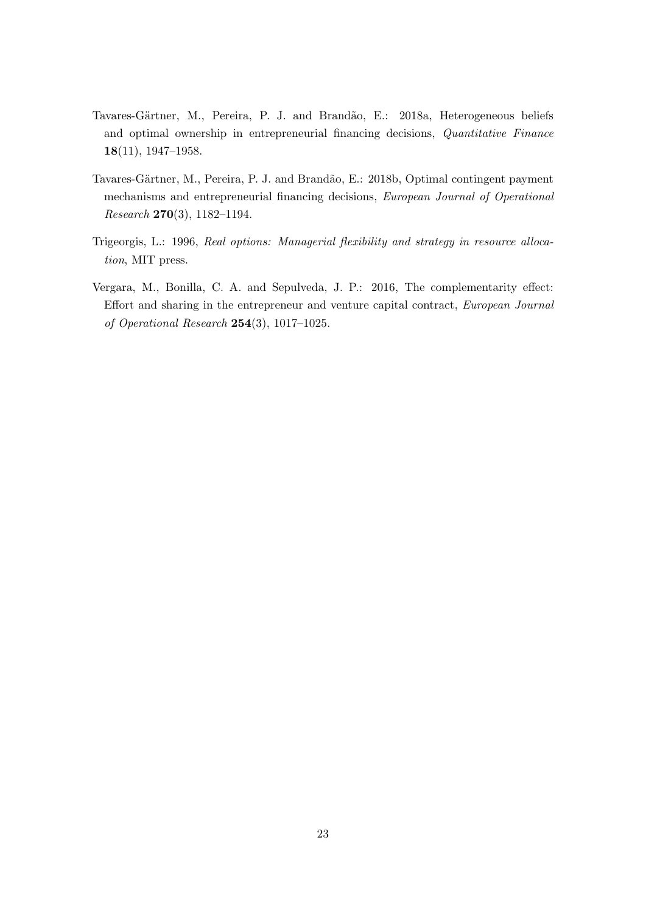Tavares-Gärtner, M., Pereira, P. J. and Brandão, E.: 2018a, Heterogeneous beliefs and optimal ownership in entrepreneurial financing decisions, *Quantitative Finance* **18**(11), 1947–1958.

Tavares-Gärtner, M., Pereira, P. J. and Brandão, E.: 2018b, Optimal contingent payment mechanisms and entrepreneurial financing decisions, *European Journal of Operational Research* **270**(3), 1182–1194.

Trigeorgis, L.: 1996, *Real options: Managerial flexibility and strategy in resource allocation*, MIT press.

Vergara, M., Bonilla, C. A. and Sepulveda, J. P.: 2016, The complementarity effect: Effort and sharing in the entrepreneur and venture capital contract, *European Journal of Operational Research* **254**(3), 1017–1025.